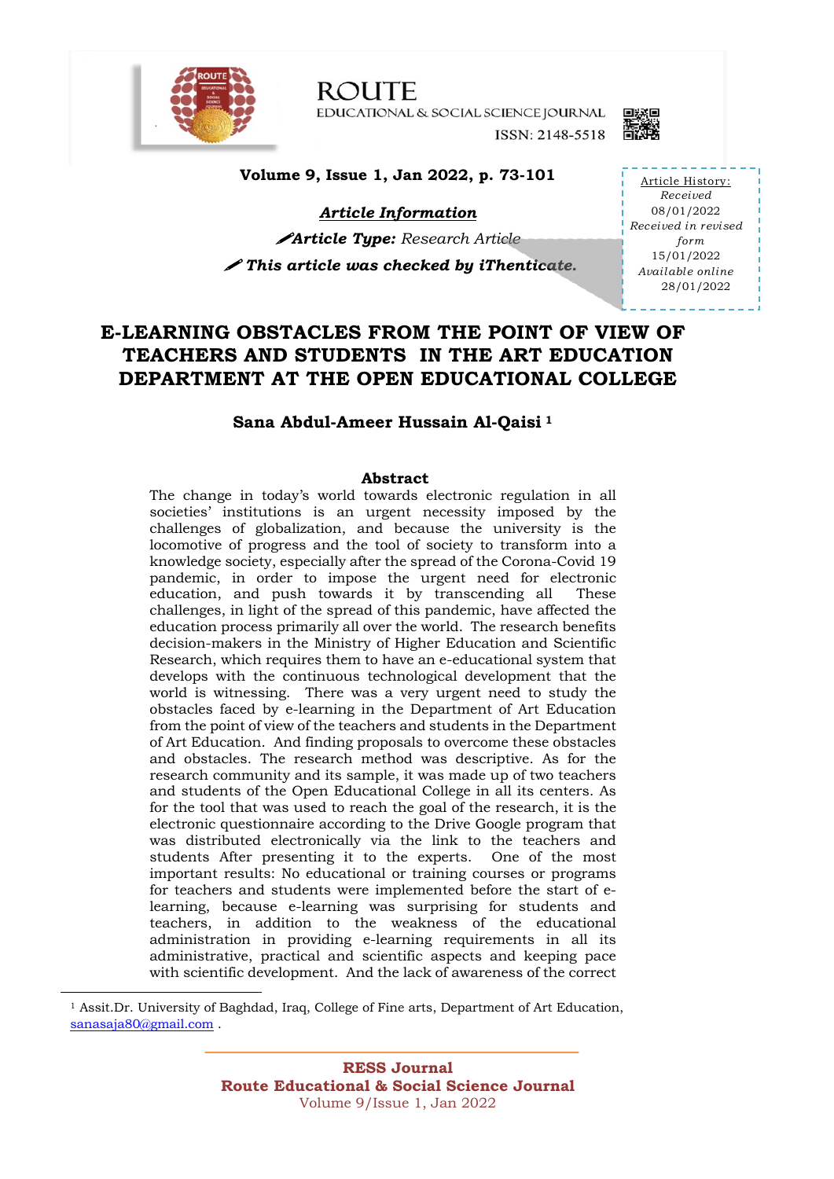**Article Information**

*Article Type:* Research Article

*This article was checked by iThenticate.*

Article History:
*Received*
08/01/2022
*Received in revised form*
15/01/2022
*Available online*
28/01/2022

# E-LEARNING OBSTACLES FROM THE POINT OF VIEW OF TEACHERS AND STUDENTS IN THE ART EDUCATION DEPARTMENT AT THE OPEN EDUCATIONAL COLLEGE

**Sana Abdul-Ameer Hussain Al-Qaisi [1]**

## Abstract

The change in today's world towards electronic regulation in all societies' institutions is an urgent necessity imposed by the challenges of globalization, and because the university is the locomotive of progress and the tool of society to transform into a knowledge society, especially after the spread of the Corona-Covid 19 pandemic, in order to impose the urgent need for electronic education, and push towards it by transcending all These challenges, in light of the spread of this pandemic, have affected the education process primarily all over the world. The research benefits decision-makers in the Ministry of Higher Education and Scientific Research, which requires them to have an e-educational system that develops with the continuous technological development that the world is witnessing. There was a very urgent need to study the obstacles faced by e-learning in the Department of Art Education from the point of view of the teachers and students in the Department of Art Education. And finding proposals to overcome these obstacles and obstacles. The research method was descriptive. As for the research community and its sample, it was made up of two teachers and students of the Open Educational College in all its centers. As for the tool that was used to reach the goal of the research, it is the electronic questionnaire according to the Drive Google program that was distributed electronically via the link to the teachers and students After presenting it to the experts. One of the most important results: No educational or training courses or programs for teachers and students were implemented before the start of e-learning, because e-learning was surprising for students and teachers, in addition to the weakness of the educational administration in providing e-learning requirements in all its administrative, practical and scientific aspects and keeping pace with scientific development. And the lack of awareness of the correct

---

[1] Assit.Dr. University of Baghdad, Iraq, College of Fine arts, Department of Art Education, sanasaja80@gmail.com .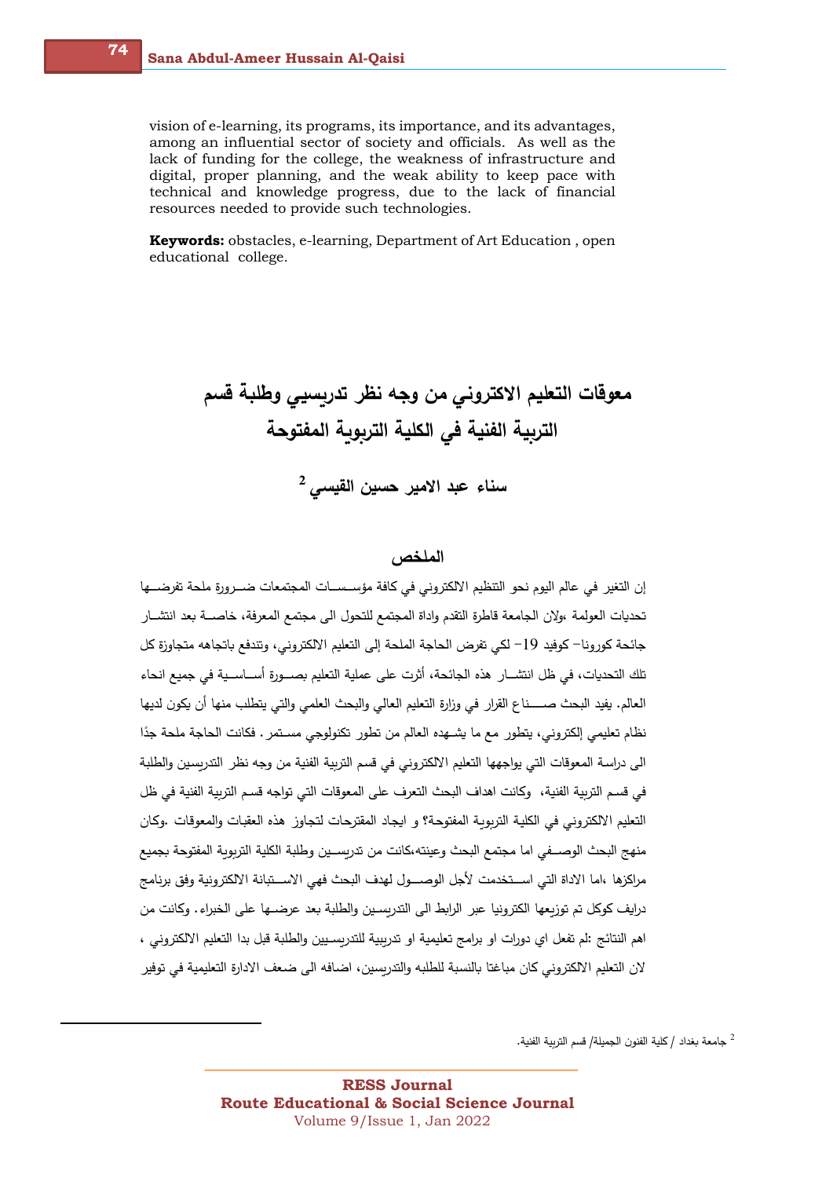vision of e-learning, its programs, its importance, and its advantages, among an influential sector of society and officials. As well as the lack of funding for the college, the weakness of infrastructure and digital, proper planning, and the weak ability to keep pace with technical and knowledge progress, due to the lack of financial resources needed to provide such technologies.

**Keywords:** obstacles, e-learning, Department of Art Education , open educational college.

# معوقات التعليم الاكتروني من وجه نظر تدريسيي وطلبة قسم التربية الفنية في الكلية التربوية المفتوحة

## سناء عبد الامير حسين القيسي [2]

## الملخص

إن التغير في عالم اليوم نحو التنظيم الالكتروني في كافة مؤسسات المجتمعات ضرورة ملحة تفرضها تحديات العولمة ،ولان الجامعة قاطرة التقدم واداة المجتمع للتحول الى مجتمع المعرفة، خاصة بعد انتشار جائحة كورونا- كوفيد 19- لكي تفرض الحاجة الملحة إلى التعليم الالكتروني، وتندفع باتجاهه متجاوزة كل تلك التحديات، في ظل انتشار هذه الجائحة، أثرت على عملية التعليم بصورة أساسية في جميع انحاء العالم. يفيد البحث صناع القرار في وزارة التعليم العالي والبحث العلمي والتي يتطلب منها أن يكون لديها نظام تعليمي إلكتروني، يتطور مع ما يشهده العالم من تطور تكنولوجي مستمر. فكانت الحاجة ملحة جدًا الى دراسة المعوقات التي يواجهها التعليم الالكتروني في قسم التربية الفنية من وجه نظر التدريسين والطلبة في قسم التربية الفنية، وكانت اهداف البحث التعرف على المعوقات التي تواجه قسم التربية الفنية في ظل التعليم الالكتروني في الكلية التربوية المفتوحة؟ و ايجاد المقترحات لتجاوز هذه العقبات والمعوقات .وكان منهج البحث الوصفي اما مجتمع البحث وعينته،كانت من تدريسين وطلبة الكلية التربوية المفتوحة بجميع مراكزها ،اما الاداة التي استخدمت لأجل الوصول لهدف البحث فهي الاستبانة الالكترونية وفق برنامج درايف كوكل تم توزيعها الكترونيا عبر الرابط الى التدريسين والطلبة بعد عرضها على الخبراء. وكانت من اهم النتائج :لم تفعل اي دورات او برامج تعليمية او تدريبية للتدريسيين والطلبة قبل بدا التعليم الالكتروني ، لان التعليم الالكتروني كان مباغتا بالنسبة للطلبه والتدريسين، اضافه الى ضعف الادارة التعليمية في توفير

---

[2] جامعة بغداد / كلية الفنون الجميلة/ قسم التربية الفنية.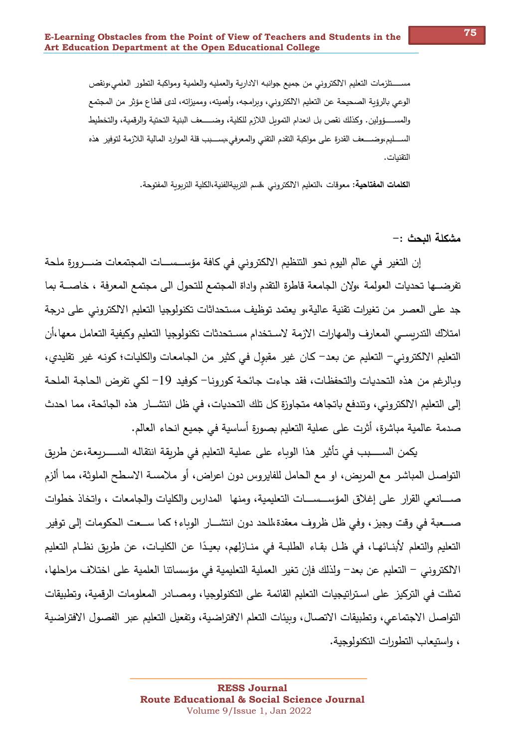مســــتلزمات التعليم الالكتروني من جميع جوانبه الادارية والعمليه والعلمية ومواكبة التطور العلمي،ونقص الوعي بالرؤية الصحيحة عن التعليم الالكتروني، وبرامجه، وأهميته، ومميزاته، لدى قطاع مؤثر من المجتمع والمســــؤولين. وكذلك نقص بل انعدام التمويل اللازم للكلية، وضـــعف البنية التحتية والرقمية، والتخطيط الســـليم،وضـــعف القدرة على مواكبة التقدم التقني والمعرفي،بســـبب قلة الموارد المالية اللازمة لتوفير هذه التقنيات.

**الكلمات المفتاحية:** معوقات ،التعليم الالكتروني ،قسم التربيةالفنية،الكلية التربوية المفتوحة.

**مشكلة البحث :-**

إن التغير في عالم اليوم نحو التنظيم الالكتروني في كافة مؤســـســـات المجتمعات ضـــرورة ملحة تفرضــها تحديات العولمة ،ولان الجامعة قاطرة التقدم واداة المجتمع للتحول الى مجتمع المعرفة ، خاصــة بما جد على العصر من تغيرات تقنية عالية،و يعتمد توظيف مستحداثات تكنولوجيا التعليم الالكتروني على درجة امتلاك التدريسـي المعارف والمهارات الازمة لاسـتخدام مسـتحدثات تكنولوجيا التعليم وكيفية التعامل معها،أن التعليم الالكتروني- التعليم عن بعد- كان غير مقبولٍ في كثير من الجامعات والكليات؛ كونه غير تقليدي، وبالرغم من هذه التحديات والتحفظات، فقد جاءت جائحة كورونا- كوفيد 19- لكي تفرض الحاجة الملحة إلى التعليم الالكتروني، وتندفع باتجاهه متجاوزة كل تلك التحديات، في ظل انتشـار هذه الجائحة، مما احدث صدمة عالمية مباشرة، أثرت على عملية التعليم بصورة أساسية في جميع انحاء العالم.

يكمن الســـبب في تأثير هذا الوباء على عملية التعليم في طريقة انتقاله الســـريعة،عن طريق التواصل المباشر مع المريض، او مع الحامل للفايروس دون اعراض، أو ملامسة الاسطح الملوثة، مما ألزم صـــانعي القرار على إغلاق المؤســـســـات التعليمية، ومنها المدارس والكليات والجامعات ، واتخاذ خطوات صــعبة في وقت وجيز، وفي ظل ظروف معقدة،للحد دون انتشـــار الوباء؛ كما ســعت الحكومات إلى توفير التعليم والتعلم لأبنـائهـا، في ظـل بقـاء الطلبـة في منـازلهم، بعيـدًا عن الكليـات، عن طريق نظـام التعليم الالكتروني – التعليم عن بعد- ولذلك فإن تغير العملية التعليمية في مؤسساتنا العلمية على اختلاف مراحلها، تمثلت في التركيز على استراتيجيات التعليم القائمة على التكنولوجيا، ومصـادر المعلومات الرقمية، وتطبيقات التواصل الاجتماعي، وتطبيقات الاتصال، وبيئات التعلم الافتراضية، وتفعيل التعليم عبر الفصول الافتراضية ، واستيعاب التطورات التكنولوجية.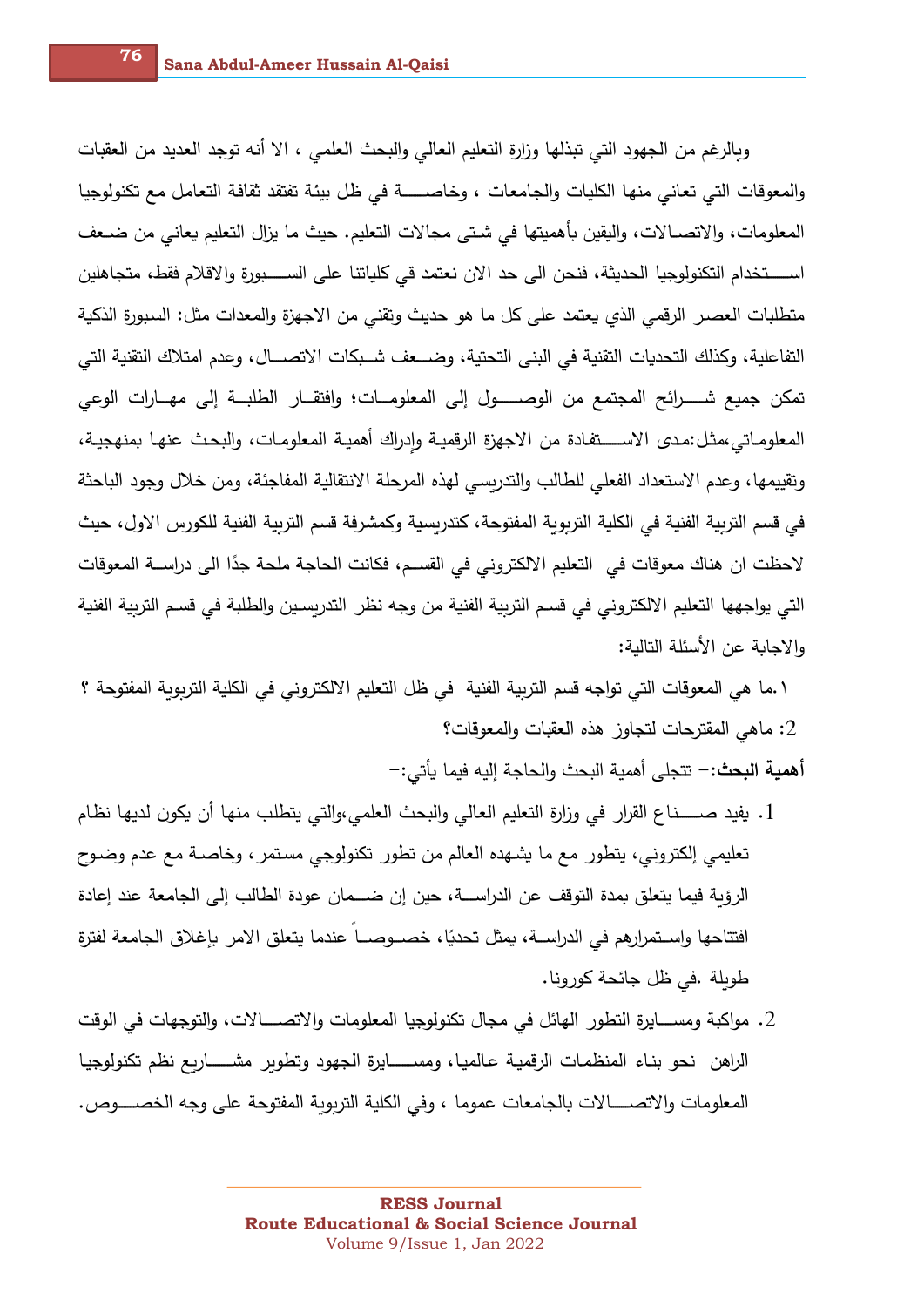وبالرغم من الجهود التي تبذلها وزارة التعليم العالي والبحث العلمي ، الا أنه توجد العديد من العقبات والمعوقات التي تعاني منها الكليات والجامعات ، وخاصـــة في ظل بيئة تفتقد ثقافة التعامل مع تكنولوجيا المعلومات، والاتصالات، واليقين بأهميتها في شتى مجالات التعليم. حيث ما يزال التعليم يعاني من ضعف استخدام التكنولوجيا الحديثة، فنحن الى حد الان نعتمد قي كلياتنا على السبورة والاقلام فقط، متجاهلين متطلبات العصر الرقمي الذي يعتمد على كل ما هو حديث وتقني من الاجهزة والمعدات مثل: السبورة الذكية التفاعلية، وكذلك التحديات التقنية في البنى التحتية، وضعف شبكات الاتصال، وعدم امتلاك التقنية التي تمكن جميع شرائح المجتمع من الوصول إلى المعلومات؛ وافتقار الطلبة إلى مهارات الوعي المعلوماتي،مثل:مدى الاستفادة من الاجهزة الرقمية وإدراك أهمية المعلومات، والبحث عنها بمنهجية، وتقييمها، وعدم الاستعداد الفعلي للطالب والتدريسي لهذه المرحلة الانتقالية المفاجئة، ومن خلال وجود الباحثة في قسم التربية الفنية في الكلية التربوية المفتوحة، كتدريسية وكمشرفة قسم التربية الفنية للكورس الاول، حيث لاحظت ان هناك معوقات في التعليم الالكتروني في القسم، فكانت الحاجة ملحة جدًا الى دراسة المعوقات التي يواجهها التعليم الالكتروني في قسم التربية الفنية من وجه نظر التدريسين والطلبة في قسم التربية الفنية والاجابة عن الأسئلة التالية:

١.ما هي المعوقات التي تواجه قسم التربية الفنية في ظل التعليم الالكتروني في الكلية التربوية المفتوحة ؟

2: ماهي المقترحات لتجاوز هذه العقبات والمعوقات؟

**أهمية البحث:**– تتجلى أهمية البحث والحاجة إليه فيما يأتي:–

1. يفيد صناع القرار في وزارة التعليم العالي والبحث العلمي،والتي يتطلب منها أن يكون لديها نظام تعليمي إلكتروني، يتطور مع ما يشهده العالم من تطور تكنولوجي مستمر، وخاصة مع عدم وضوح الرؤية فيما يتعلق بمدة التوقف عن الدراسة، حين إن ضمان عودة الطالب إلى الجامعة عند إعادة افتتاحها واستمرارهم في الدراسة، يمثل تحديًا، خصوصاً عندما يتعلق الامر بإغلاق الجامعة لفترة طويلة .في ظل جائحة كورونا.
2. مواكبة ومسايرة التطور الهائل في مجال تكنولوجيا المعلومات والاتصالات، والتوجهات في الوقت الراهن نحو بناء المنظمات الرقمية عالميا، ومسايرة الجهود وتطوير مشاريع نظم تكنولوجيا المعلومات والاتصالات بالجامعات عموما ، وفي الكلية التربوية المفتوحة على وجه الخصوص.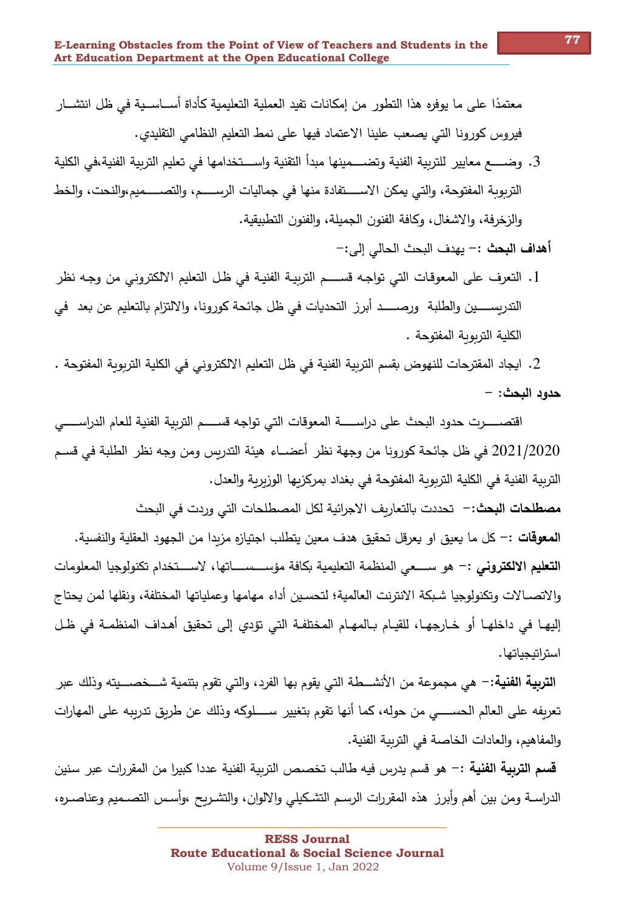معتمدًا على ما يوفره هذا التطور من إمكانات تفيد العملية التعليمية كأداة أساسية في ظل انتشار فيروس كورونا التي يصعب علينا الاعتماد فيها على نمط التعليم النظامي التقليدي.

3. وضع معايير للتربية الفنية وتضمينها مبدأ التقنية واستخدامها في تعليم التربية الفنية،في الكلية التربوبة المفتوحة، والتي يمكن الاستفادة منها في جماليات الرسم، والتصميم،والنحت، والخط والزخرفة، والاشغال، وكافة الفنون الجميلة، والفنون التطبيقية.

**أهداف البحث** :- يهدف البحث الحالي إلى:-

1. التعرف على المعوقات التي تواجه قسم التربية الفنية في ظل التعليم الالكتروني من وجه نظر التدريسين والطلبة ورصد أبرز التحديات في ظل جائحة كورونا، والالتزام بالتعليم عن بعد في الكلية التربوية المفتوحة .
2. ايجاد المقترحات للنهوض بقسم التربية الفنية في ظل التعليم الالكتروني في الكلية التربوية المفتوحة .

**حدود البحث:** -

اقتصرت حدود البحث على دراسة المعوقات التي تواجه قسم التربية الفنية للعام الدراسي 2021/2020 في ظل جائحة كورونا من وجهة نظر أعضاء هيئة التدريس ومن وجه نظر الطلبة في قسم التربية الفنية في الكلية التربوية المفتوحة في بغداد بمركزيها الوزيرية والعدل.

**مصطلحات البحث**:- تحددت بالتعاريف الاجرائية لكل المصطلحات التي وردت في البحث

**المعوقات** :- كل ما يعيق او يعرقل تحقيق هدف معين يتطلب اجتيازه مزيدا من الجهود العقلية والنفسية.

**التعليم الالكتروني** :- هو سعي المنظمة التعليمية بكافة مؤسساتها، لاستخدام تكنولوجيا المعلومات والاتصالات وتكنولوجيا شبكة الانترنت العالمية؛ لتحسين أداء مهامها وعملياتها المختلفة، ونقلها لمن يحتاج إليها في داخلها أو خارجها، للقيام بالمهام المختلفة التي تؤدي إلى تحقيق أهداف المنظمة في ظل استراتيجياتها.

**التربية الفنية**:- هي مجموعة من الأنشطة التي يقوم بها الفرد، والتي تقوم بتنمية شخصيته وذلك عبر تعريفه على العالم الحسي من حوله، كما أنها تقوم بتغيير سلوكه وذلك عن طريق تدريبه على المهارات والمفاهيم، والعادات الخاصة في التربية الفنية.

**قسم التربية الفنية** :- هو قسم يدرس فيه طالب تخصص التربية الفنية عددا كبيرا من المقررات عبر سنين الدراسة ومن بين أهم وأبرز هذه المقررات الرسم التشكيلي والالوان، والتشريح ،وأسس التصميم وعناصره،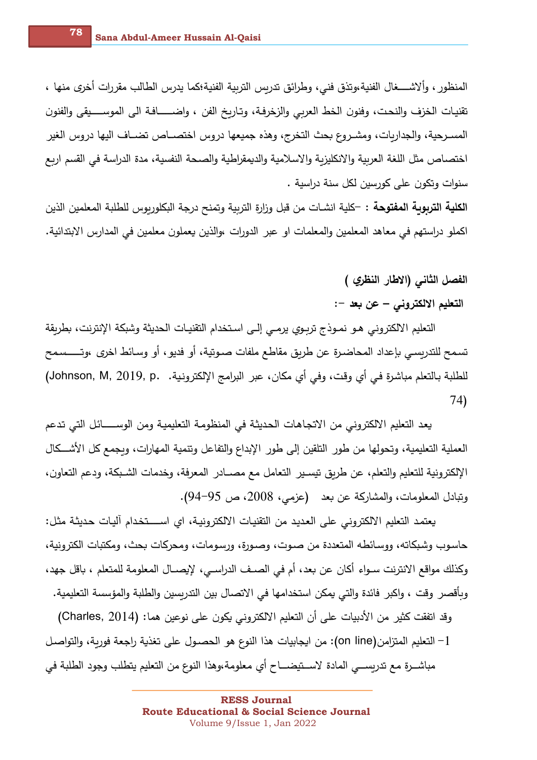المنظور ، وألاشـــغال الفنية،وتذق فني، وطرائق تدريس التربية الفنية؛كما يدرس الطالب مقررات أخرى منها ، تقنيات الخزف والنحت، وفنون الخط العربي والزخرفة، وتاريخ الفن ، واضـــافة الى الموســـيقى والفنون المسـرحية، والجداريات، ومشـروع بحث التخرج، وهذه جميعها دروس اختصـاص تضـاف اليها دروس الغير اختصاص مثل اللغة العربية والانكليزية والاسلامية والديمقراطية والصحة النفسية، مدة الدراسة في القسم اربع سنوات وتكون على كورسين لكل سنة دراسية .

**الكلية التربوية المفتوحة :** -كلية انشـات من قبل وزارة التربية وتمنح درجة البكلوريوس للطلبة المعلمين الذين اكملو دراستهم في معاهد المعلمين والمعلمات او عبر الدورات ،والذين يعملون معلمين في المدارس الابتدائية.

## الفصل الثاني (الاطار النظري )

### التعليم الالكتروني – عن بعد -:

التعليم الالكتروني هـو نمـوذج تربـوي يرمـي إلـى اسـتخدام التقنيـات الحديثة وشبكة الإنترنت، بطريقة تسمح للتدريسي بإعداد المحاضـرة عن طريق مقاطع ملفات صـوتية، أو فديو، أو وسـائط اخرى ،وتـــسمح للطلبة بالتعلم مباشرة في أي وقت، وفي أي مكان، عبر البرامج الإلكترونية. (Johnson, M, 2019, p. 74)

يعد التعليم الالكتروني من الاتجاهات الحديثة في المنظومة التعليمية ومن الوســـائل التي تدعم العملية التعليمية، وتحولها من طور التلقين إلى طور الإبداع والتفاعل وتنمية المهارات، ويجمع كل الأشـــكال الإلكترونية للتعليم والتعلم، عن طريق تيسـير التعامل مع مصـادر المعرفة، وخدمات الشـبكة، ودعم التعاون، وتبادل المعلومات، والمشاركة عن بعد (عزمي، 2008، ص 95-94).

يعتمد التعليم الالكتروني على العديد من التقنيات الالكترونية، اي اســـتخدام آليات حديثة مثل: حاسوب وشبكاته، ووسائطه المتعددة من صـوت، وصـورة، ورسومات، ومحركات بحث، ومكتبات الكترونية، وكذلك مواقع الانترنت سـواء أكان عن بعد، أم في الصـف الدراسـي، لإيصـال المعلومة للمتعلم ، باقل جهد، وبأقصر وقت ، واكبر فائدة والتي يمكن استخدامها في الاتصال بين التدريسين والطلبة والمؤسسة التعليمية.

وقد اتفقت كثير من الأدبيات على أن التعليم الالكتروني يكون على نوعين هما: (Charles, 2014)

1- التعليم المتزامن(on line): من ايجابيات هذا النوع هو الحصـول على تغذية راجعة فورية، والتواصل مباشـرة مع تدريســي المادة لاســتيضـــاح أي معلومة،وهذا النوع من التعليم يتطلب وجود الطلبة في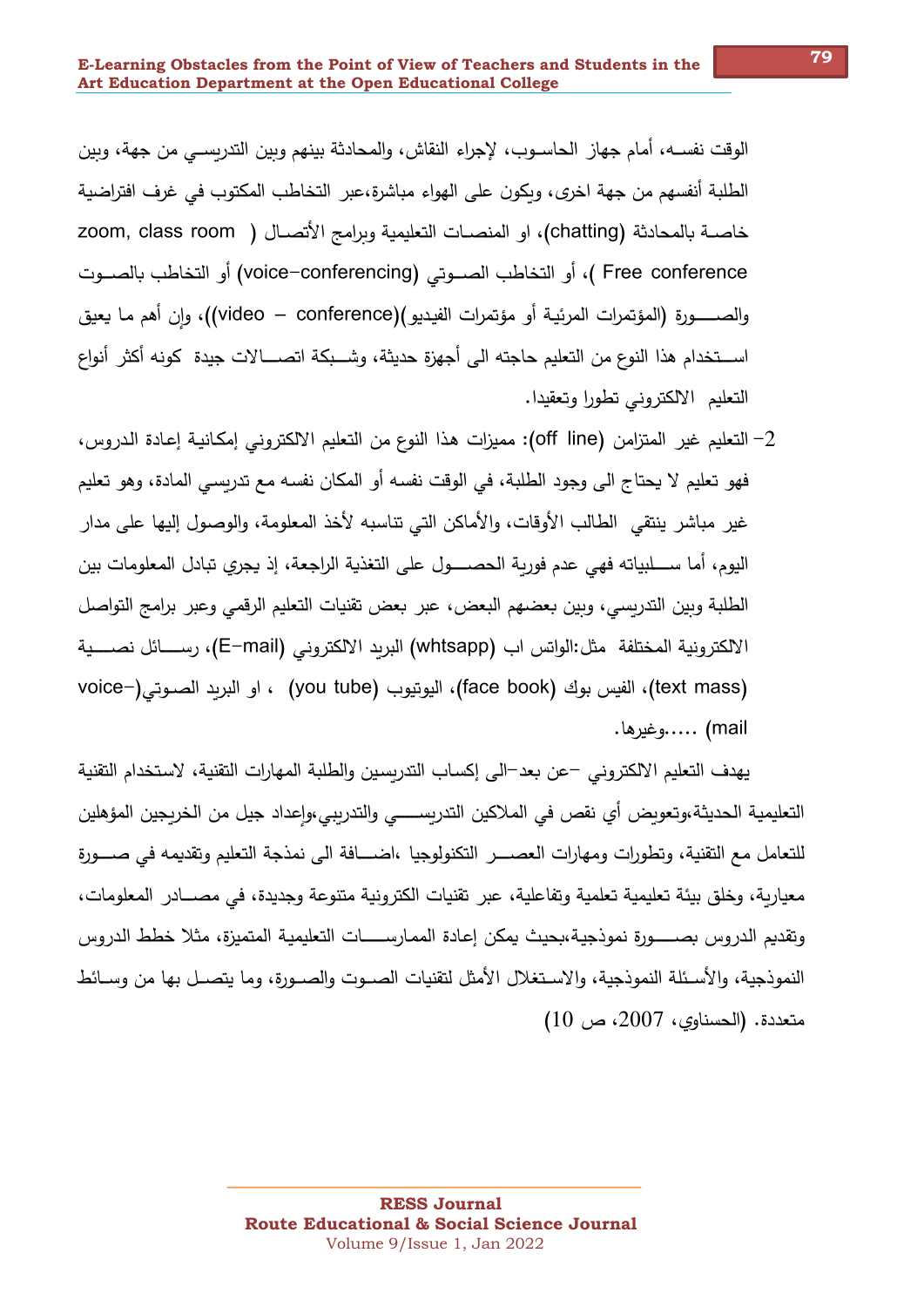الوقت نفســه، أمام جهاز الحاسـوب، لإجراء النقاش، والمحادثة بينهم وبين التدريســي من جهة، وبين الطلبة أنفسهم من جهة اخرى، ويكون على الهواء مباشرة،عبر التخاطب المكتوب في غرف افتراضية خاصــة بالمحادثة (chatting)، او المنصـات التعليمية وبرامج الأتصـال ( zoom, class room Free conference )، أو التخاطب الصــوتي (voice–conferencing) أو التخاطب بالصــوت والصـــورة (المؤتمرات المرئية أو مؤتمرات الفيديو)(video – conference))، وإن أهم ما يعيق اســتخدام هذا النوع من التعليم حاجته الى أجهزة حديثة، وشــبكة اتصـــالات جيدة كونه أكثر أنواع التعليم الالكتروني تطورا وتعقيدا.

2- التعليم غير المتزامن (off line): مميزات هذا النوع من التعليم الالكتروني إمكانية إعادة الدروس، فهو تعليم لا يحتاج الى وجود الطلبة، في الوقت نفسه أو المكان نفسه مع تدريسي المادة، وهو تعليم غير مباشر ينتقي الطالب الأوقات، والأماكن التي تناسبه لأخذ المعلومة، والوصول إليها على مدار اليوم، أما ســلبياته فهي عدم فورية الحصـــول على التغذية الراجعة، إذ يجري تبادل المعلومات بين الطلبة وبين التدريسي، وبين بعضهم البعض، عبر بعض تقنيات التعليم الرقمي وعبر برامج التواصل الالكترونية المختلفة مثل:الواتس اب (whtsapp) البريد الالكتروني (E–mail)، رســـائل نصـــية (text mass)، الفيس بوك (face book)، اليوتيوب (you tube) ، او البريد الصـوتي(voice–mail) .....وغيرها.

يهدف التعليم الالكتروني -عن بعد-الى إكساب التدريسين والطلبة المهارات التقنية، لاستخدام التقنية التعليمية الحديثة،وتعويض أي نقص في الملاكين التدريســـي والتدريبي،وإعداد جيل من الخريجين المؤهلين للتعامل مع التقنية، وتطورات ومهارات العصــر التكنولوجيا ،اضـــافة الى نمذجة التعليم وتقديمه في صـــورة معيارية، وخلق بيئة تعليمية تعلمية وتفاعلية، عبر تقنيات الكترونية متنوعة وجديدة، في مصـــادر المعلومات، وتقديم الدروس بصـــورة نموذجية،بحيث يمكن إعادة الممارســـات التعليمية المتميزة، مثلا خطط الدروس النموذجية، والأسـئلة النموذجية، والاسـتغلال الأمثل لتقنيات الصـوت والصـورة، وما يتصـل بها من وسـائط متعددة. (الحسناوي، 2007، ص 10)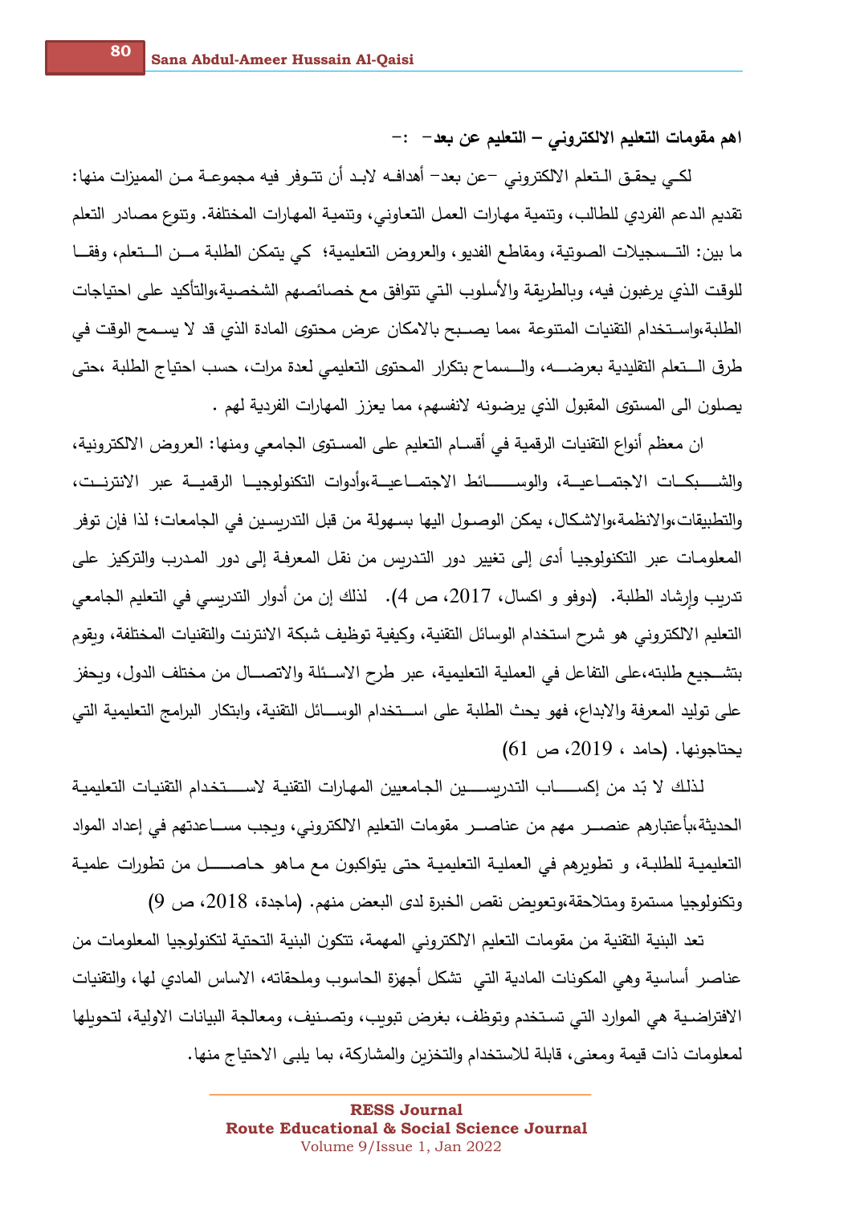**اهم مقومات التعليم الالكتروني – التعليم عن بعد– :–**

لكـي يحقـق الـتعلم الالكتروني –عن بعد– أهدافـه لابـد أن تتـوفر فيه مجموعـة مـن المميزات منها: تقديم الدعم الفردي للطالب، وتنمية مهارات العمل التعاوني، وتنمية المهارات المختلفة. وتنوع مصادر التعلم ما بين: التـسجيلات الصوتية، ومقاطع الفديو، والعروض التعليمية؛ كي يتمكن الطلبة مـن الـتعلم، وفقـا للوقت الذي يرغبون فيه، وبالطريقة والأسلوب التي تتوافق مع خصائصهم الشخصية،والتأكيد على احتياجات الطلبة،واسـتخدام التقنيات المتنوعة ،مما يصـبح بالامكان عرض محتوى المادة الذي قد لا يسـمح الوقت في طرق الــتعلم التقليدية بعرضـــه، والــسماح بتكرار المحتوى التعليمي لعدة مرات، حسب احتياج الطلبة ،حتى يصلون الى المستوى المقبول الذي يرضونه لانفسهم، مما يعزز المهارات الفردية لهم .

ان معظم أنواع التقنيات الرقمية في أقسـام التعليم على المسـتوى الجامعي ومنها: العروض الالكترونية، والشــبكــات الاجتمــاعيــة، والوســـــائط الاجتمــاعيــة،وأدوات التكنولوجيــا الرقميــة عبر الانترنــت، والتطبيقات،والانظمة،والاشكال، يمكن الوصول اليها بسهولة من قبل التدريسين في الجامعات؛ لذا فإن توفر المعلومات عبر التكنولوجيا أدى إلى تغيير دور التدريس من نقل المعرفة إلى دور المدرب والتركيز على تدريب وإرشاد الطلبة. (دوفو و اكسال، 2017، ص 4). لذلك إن من أدوار التدريسي في التعليم الجامعي التعليم الالكتروني هو شرح استخدام الوسائل التقنية، وكيفية توظيف شبكة الانترنت والتقنيات المختلفة، ويقوم بتشـجيع طلبته،على التفاعل في العملية التعليمية، عبر طرح الاسـئلة والاتصـال من مختلف الدول، ويحفز على توليد المعرفة والابداع، فهو يحث الطلبة على اســتخدام الوســائل التقنية، وابتكار البرامج التعليمية التي يحتاجونها. (حامد ، 2019، ص 61)

لذلك لا بّد من إكســاب التدريســين الجامعيين المهارات التقنية لاســتخدام التقنيات التعليمية الحديثة،بأعتبارهم عنصــر مهم من عناصــر مقومات التعليم الالكتروني، ويجب مســاعدتهم في إعداد المواد التعليمية للطلبـة، و تطويرهم في العملية التعليمية حتى يتواكبون مع ماهو حاصـــل من تطورات علمية وتكنولوجيا مستمرة ومتلاحقة،وتعويض نقص الخبرة لدى البعض منهم. (ماجدة، 2018، ص 9)

تعد البنية التقنية من مقومات التعليم الالكتروني المهمة، تتكون البنية التحتية لتكنولوجيا المعلومات من عناصر أساسية وهي المكونات المادية التي تشكل أجهزة الحاسوب وملحقاته، الاساس المادي لها، والتقنيات الافتراضـية هي الموارد التي تسـتخدم وتوظف، بغرض تبويب، وتصـنيف، ومعالجة البيانات الاولية، لتحويلها لمعلومات ذات قيمة ومعنى، قابلة للاستخدام والتخزين والمشاركة، بما يلبى الاحتياج منها.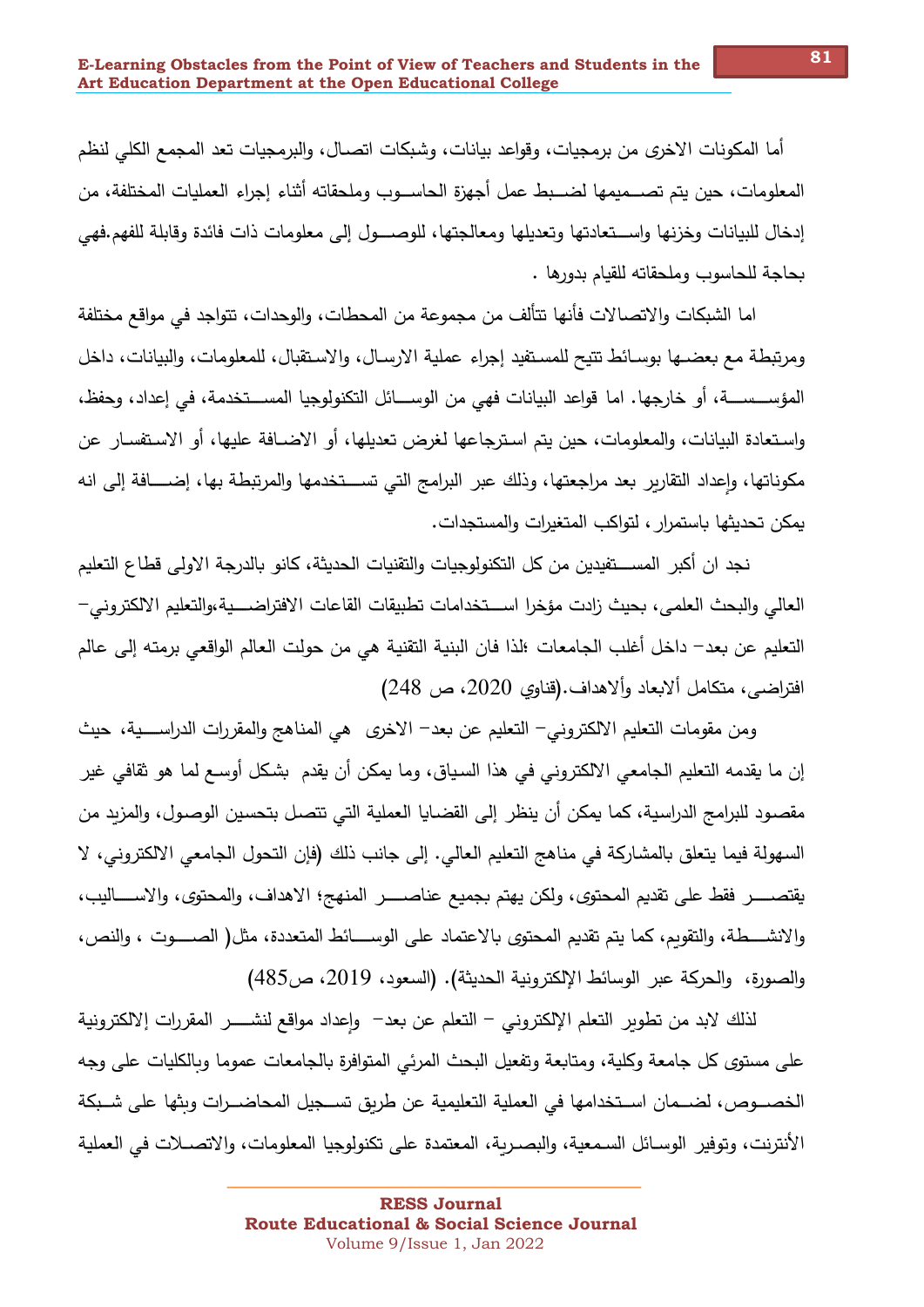أما المكونات الاخرى من برمجيات، وقواعد بيانات، وشبكات اتصال، والبرمجيات تعد المجمع الكلي لنظم المعلومات، حين يتم تصميمها لضبط عمل أجهزة الحاسوب وملحقاته أثناء إجراء العمليات المختلفة، من إدخال للبيانات وخزنها واستعادتها وتعديلها ومعالجتها، للوصول إلى معلومات ذات فائدة وقابلة للفهم.فهي بحاجة للحاسوب وملحقاته للقيام بدورها .

اما الشبكات والاتصالات فأنها تتألف من مجموعة من المحطات، والوحدات، تتواجد في مواقع مختلفة ومرتبطة مع بعضها بوسائط تتيح للمستفيد إجراء عملية الارسال، والاستقبال، للمعلومات، والبيانات، داخل المؤسسة، أو خارجها. اما قواعد البيانات فهي من الوسائل التكنولوجيا المستخدمة، في إعداد، وحفظ، واستعادة البيانات، والمعلومات، حين يتم استرجاعها لغرض تعديلها، أو الاضافة عليها، أو الاستفسار عن مكوناتها، وإعداد التقارير بعد مراجعتها، وذلك عبر البرامج التي تستخدمها والمرتبطة بها، إضافة إلى انه يمكن تحديثها باستمرار، لتواكب المتغيرات والمستجدات.

نجد ان أكبر المستفيدين من كل التكنولوجيات والتقنيات الحديثة، كانو بالدرجة الاولى قطاع التعليم العالي والبحث العلمي، بحيث زادت مؤخرا استخدامات تطبيقات القاعات الافتراضية،والتعليم الالكتروني– التعليم عن بعد– داخل أغلب الجامعات ؛لذا فان البنية التقنية هي من حولت العالم الواقعي برمته إلى عالم افتراضي، متكامل ألابعاد وألاهداف.(قناوي 2020، ص 248)

ومن مقومات التعليم الالكتروني– التعليم عن بعد– الاخرى هي المناهج والمقررات الدراسية، حيث إن ما يقدمه التعليم الجامعي الالكتروني في هذا السياق، وما يمكن أن يقدم بشكل أوسع لما هو ثقافي غير مقصود للبرامج الدراسية، كما يمكن أن ينظر إلى القضايا العملية التي تتصل بتحسين الوصول، والمزيد من السهولة فيما يتعلق بالمشاركة في مناهج التعليم العالي. إلى جانب ذلك (فإن التحول الجامعي الالكتروني، لا يقتصر فقط على تقديم المحتوى، ولكن يهتم بجميع عناصر المنهج؛ الاهداف، والمحتوى، والاساليب، والانشطة، والتقويم، كما يتم تقديم المحتوى بالاعتماد على الوسائط المتعددة، مثل( الصوت ، والنص، والصورة، والحركة عبر الوسائط الإلكترونية الحديثة). (السعود، 2019، ص485)

لذلك لابد من تطوير التعلم الإلكتروني – التعلم عن بعد– وإعداد مواقع لنشر المقررات إالكترونية على مستوى كل جامعة وكلية، ومتابعة وتفعيل البحث المرئي المتوافرة بالجامعات عموما وبالكليات على وجه الخصوص، لضمان استخدامها في العملية التعليمية عن طريق تسجيل المحاضرات وبثها على شبكة الأنترنت، وتوفير الوسائل السمعية، والبصرية، المعتمدة على تكنولوجيا المعلومات، والاتصلات في العملية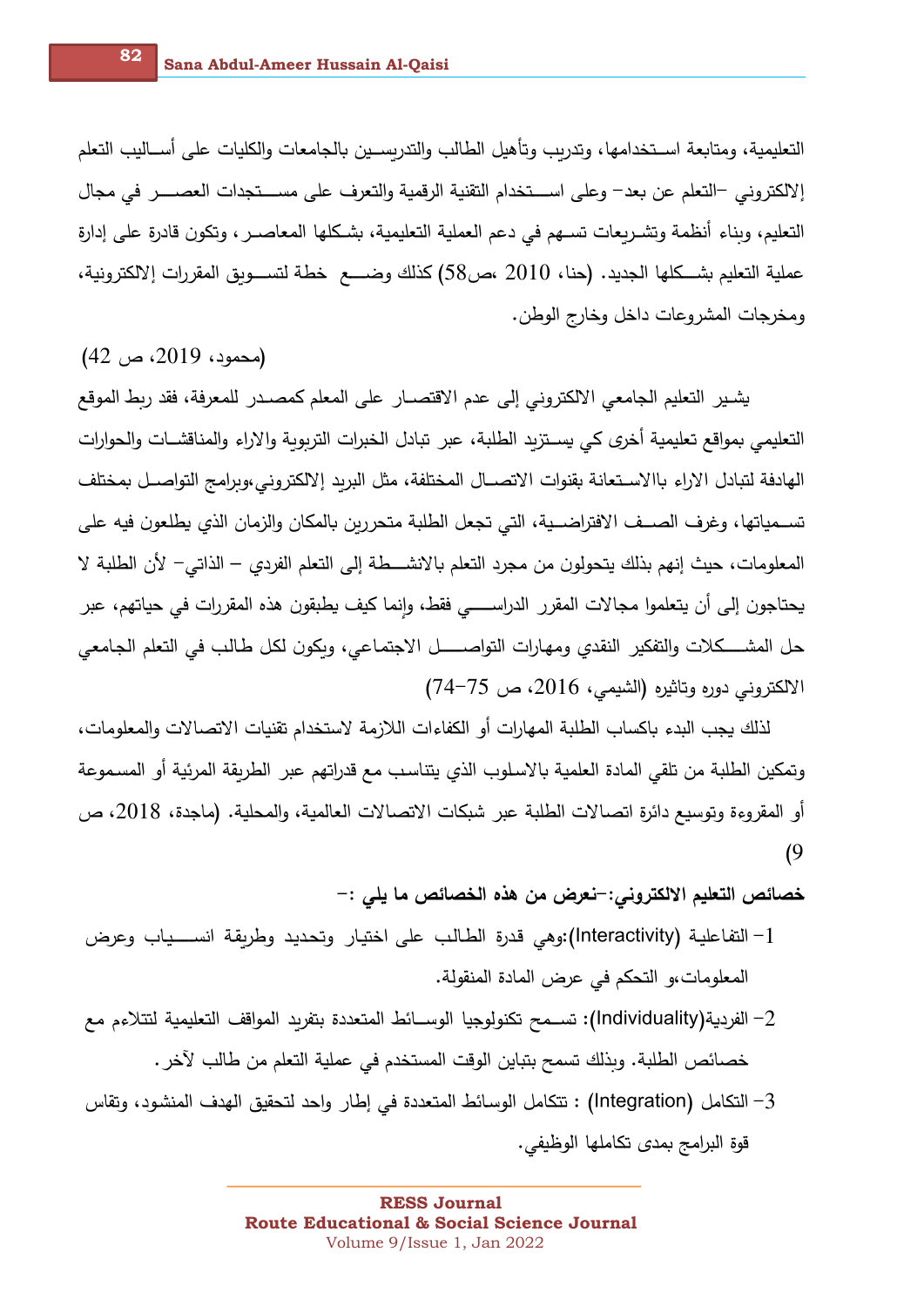التعليمية، ومتابعة اسـتخدامها، وتدريب وتأهيل الطالب والتدريسـين بالجامعات والكليات على أسـاليب التعلم إلالكتروني –التعلم عن بعد– وعلى اسـتخدام التقنية الرقمية والتعرف على مسـتجدات العصـر في مجال التعليم، وبناء أنظمة وتشـريعات تسـهم في دعم العملية التعليمية، بشكلها المعاصـر، وتكون قادرة على إدارة عملية التعليم بشـكلها الجديد. (حنا، 2010 ،ص58) كذلك وضـع خطة لتسـويق المقررات إلالكترونية، ومخرجات المشروعات داخل وخارج الوطن.

(محمود، 2019، ص 42)

يشير التعليم الجامعي الالكتروني إلى عدم الاقتصـار على المعلم كمصـدر للمعرفة، فقد ربط الموقع التعليمي بمواقع تعليمية أخرى كي يسـتزيد الطلبة، عبر تبادل الخبرات التربوية والاراء والمناقشـات والحوارات الهادفة لتبادل الاراء باالاسـتعانة بقنوات الاتصـال المختلفة، مثل البريد إلالكتروني،وبرامج التواصـل بمختلف تسـمياتها، وغرف الصـف الافتراضـية، التي تجعل الطلبة متحررين بالمكان والزمان الذي يطلعون فيه على المعلومات، حيث إنهم بذلك يتحولون من مجرد التعلم بالانشـطة إلى التعلم الفردي – الذاتي– لأن الطلبة لا يحتاجون إلى أن يتعلموا مجالات المقرر الدراسـي فقط، وإنما كيف يطبقون هذه المقررات في حياتهم، عبر حل المشـكلات والتفكير النقدي ومهارات التواصـل الاجتماعي، ويكون لكل طالب في التعلم الجامعي الالكتروني دوره وتاثيره (الشيمي، 2016، ص 75–74)

لذلك يجب البدء باكساب الطلبة المهارات أو الكفاءات اللازمة لاستخدام تقنيات الاتصالات والمعلومات، وتمكين الطلبة من تلقي المادة العلمية بالاسلوب الذي يتناسب مع قدراتهم عبر الطريقة المرئية أو المسموعة أو المقروءة وتوسيع دائرة اتصالات الطلبة عبر شبكات الاتصالات العالمية، والمحلية. (ماجدة، 2018، ص 9)

**خصائص التعليم الالكتروني:–نعرض من هذه الخصائص ما يلي :–**

1– التفاعلية (Interactivity):وهي قدرة الطالب على اختيار وتحديد وطريقة انسـياب وعرض المعلومات،و التحكم في عرض المادة المنقولة.

2– الفردية(Individuality): تسـمح تكنولوجيا الوسـائط المتعددة بتفريد المواقف التعليمية لتتلاءم مع خصائص الطلبة. وبذلك تسمح بتباين الوقت المستخدم في عملية التعلم من طالب لآخر.

3– التكامل (Integration) : تتكامل الوسائط المتعددة في إطار واحد لتحقيق الهدف المنشود، وتقاس قوة البرامج بمدى تكاملها الوظيفي.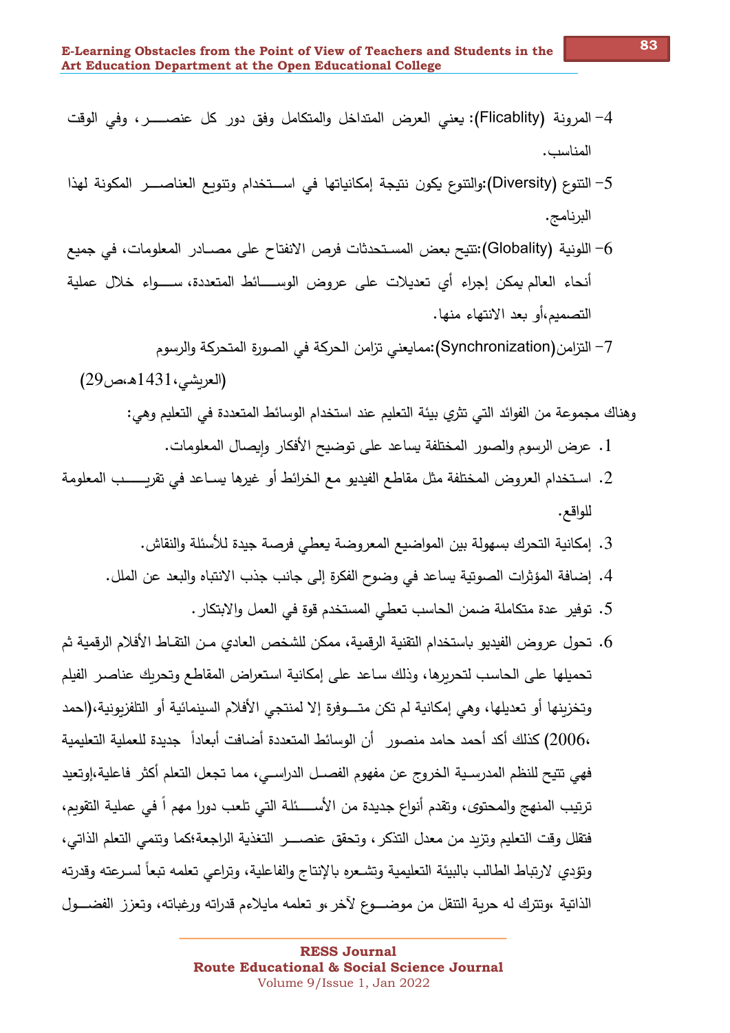4- المرونة (Flicablity): يعني العرض المتداخل والمتكامل وفق دور كل عنصـــر، وفي الوقت المناسب.

5- التنوع (Diversity):والتنوع يكون نتيجة إمكانياتها في اســتخدام وتنويع العناصـــر المكونة لهذا البرنامج.

6- اللونية (Globality):تتيح بعض المستحدثات فرص الانفتاح على مصـادر المعلومات، في جميع أنحاء العالم يمكن إجراء أي تعديلات على عروض الوســائط المتعددة، ســواء خلال عملية التصميم،أو بعد الانتهاء منها.

7- التزامن(Synchronization):ما يعني تزامن الحركة في الصورة المتحركة والرسوم (العريشي،1431هـ،ص29)

وهناك مجموعة من الفوائد التي تثري بيئة التعليم عند استخدام الوسائط المتعددة في التعليم وهي:

1. عرض الرسوم والصور المختلفة يساعد على توضيح الأفكار وإيصال المعلومات.
2. اسـتخدام العروض المختلفة مثل مقاطع الفيديو مع الخرائط أو غيرها يسـاعد في تقريــــب المعلومة للواقع.
3. إمكانية التحرك بسهولة بين المواضيع المعروضة يعطي فرصة جيدة للأسئلة والنقاش.
4. إضافة المؤثرات الصوتية يساعد في وضوح الفكرة إلى جانب جذب الانتباه والبعد عن الملل.
5. توفير عدة متكاملة ضمن الحاسب تعطي المستخدم قوة في العمل والابتكار.
6. تحول عروض الفيديو باستخدام التقنية الرقمية، ممكن للشخص العادي مـن التقـاط الأفلام الرقمية ثم تحميلها على الحاسب لتحريرها، وذلك ساعد على إمكانية استعراض المقاطع وتحريك عناصر الفيلم وتخزينها أو تعديلها، وهي إمكانية لم تكن متــوفرة إلا لمنتجي الأفلام السينمائية أو التلفزيونية،(احمد ،2006) كذلك أكد أحمد حامد منصور أن الوسائط المتعددة أضافت أبعاداً جديدة للعملية التعليمية فهي تتيح للنظم المدرسـية الخروج عن مفهوم الفصـل الدراسـي، مما تجعل التعلم أكثر فاعلية،وتعيد ترتيب المنهج والمحتوى، وتقدم أنواع جديدة من الأســئلة التي تلعب دورا مهم اً في عملية التقويم، فتقلل وقت التعليم وتزيد من معدل التذكر، وتحقق عنصـــر التغذية الراجعة؛كما وتنمي التعلم الذاتي، وتؤدي لارتباط الطالب بالبيئة التعليمية وتشـعره بالإنتاج والفاعلية، وتراعي تعلمه تبعاً لسـرعته وقدرته الذاتية ،وتترك له حرية التنقل من موضـــوع لآخر،و تعلمه مايلاءم قدراته ورغباته، وتعزز الفضـــول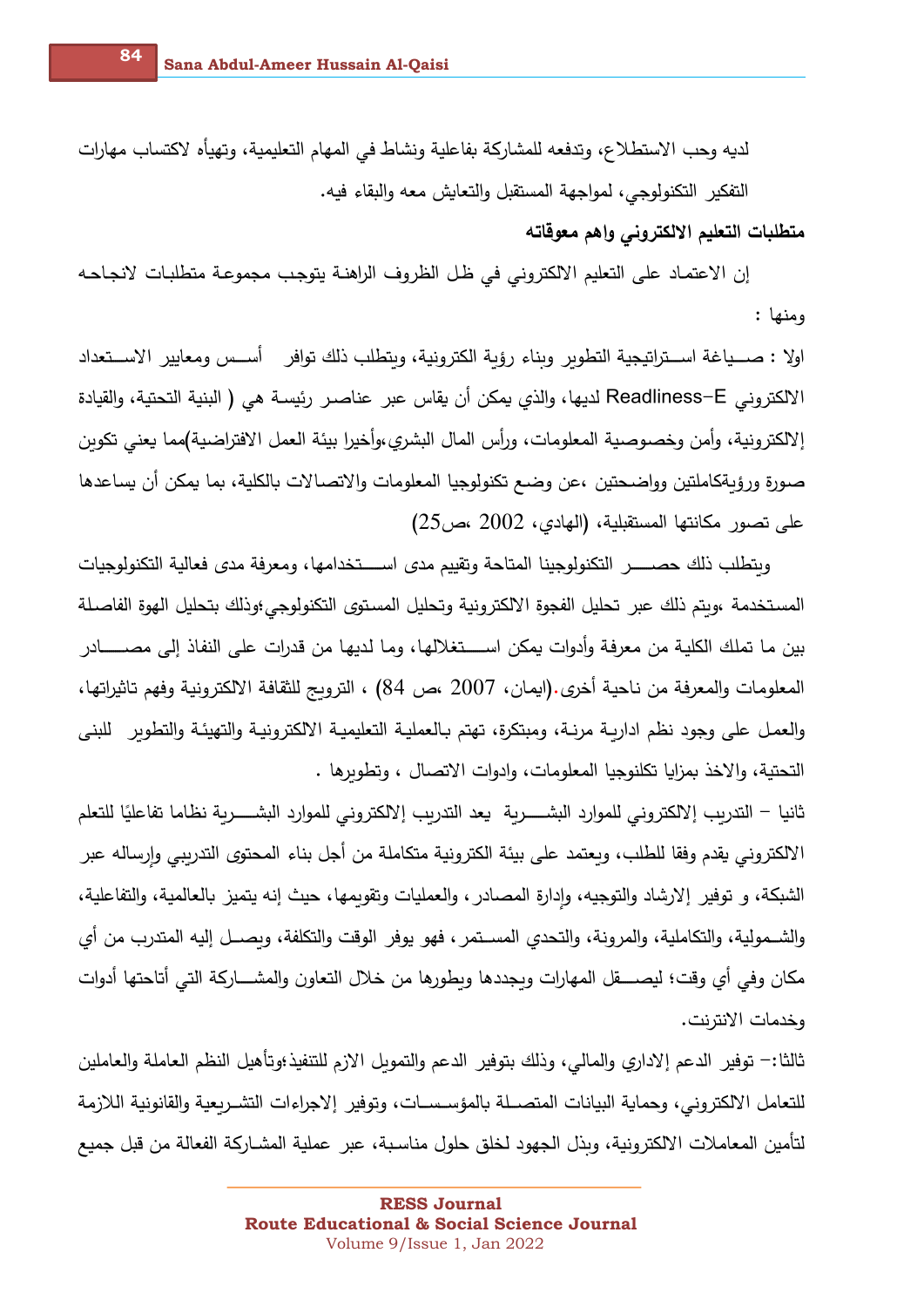لديه وحب الاستطلاع، وتدفعه للمشاركة بفاعلية ونشاط في المهام التعليمية، وتهيأه لاكتساب مهارات التفكير التكنولوجي، لمواجهة المستقبل والتعايش معه والبقاء فيه.

**متطلبات التعليم الالكتروني واهم معوقاته**

إن الاعتماد على التعليم الالكتروني في ظل الظروف الراهنة يتوجب مجموعة متطلبات لانجاحه ومنها :

اولا : صياغة استراتيجية التطوير وبناء رؤية الكترونية، ويتطلب ذلك توافر أسس ومعايير الاستعداد الالكتروني E-Readliness لديها، والذي يمكن أن يقاس عبر عناصر رئيسة هي ( البنية التحتية، والقيادة إلالكترونية، وأمن وخصوصية المعلومات، ورأس المال البشري،وأخيرا بيئة العمل الافتراضية)مما يعني تكوين صورة ورؤيةكاملتين وواضحتين ،عن وضع تكنولوجيا المعلومات والاتصالات بالكلية، بما يمكن أن يساعدها على تصور مكانتها المستقبلية، (الهادي، 2002 ،ص25)

ويتطلب ذلك حصر التكنولوجينا المتاحة وتقييم مدى استخدامها، ومعرفة مدى فعالية التكنولوجيات المستخدمة ،ويتم ذلك عبر تحليل الفجوة الالكترونية وتحليل المستوى التكنولوجي؛وذلك بتحليل الهوة الفاصلة بين ما تملك الكلية من معرفة وأدوات يمكن استغلالها، وما لديها من قدرات على النفاذ إلى مصادر المعلومات والمعرفة من ناحية أخرى.(ايمان، 2007 ،ص 84) ، الترويج للثقافة الالكترونية وفهم تاثيراتها، والعمل على وجود نظم ادارية مرنة، ومبتكرة، تهتم بالعملية التعليمية الالكترونية والتهيئة والتطوير للبنى التحتية، والاخذ بمزايا تكلنوجيا المعلومات، وادوات الاتصال ، وتطويرها .

ثانيا – التدريب إلالكتروني للموارد البشرية يعد التدريب إلالكتروني للموارد البشرية نظاما تفاعليًا للتعلم الالكتروني يقدم وفقا للطلب، ويعتمد على بيئة الكترونية متكاملة من أجل بناء المحتوى التدريبي وإرساله عبر الشبكة، و توفير إلارشاد والتوجيه، وإدارة المصادر ، والعمليات وتقويمها، حيث إنه يتميز بالعالمية، والتفاعلية، والشمولية، والتكاملية، والمرونة، والتحدي المستمر ، فهو يوفر الوقت والتكلفة، ويصل إليه المتدرب من أي مكان وفي أي وقت؛ ليصقل المهارات ويجددها ويطورها من خلال التعاون والمشاركة التي أتاحتها أدوات وخدمات الانترنت.

ثالثا:– توفير الدعم إلاداري والمالي، وذلك بتوفير الدعم والتمويل الازم للتنفيذ؛وتأهيل النظم العاملة والعاملين للتعامل الالكتروني، وحماية البيانات المتصلة بالمؤسسات، وتوفير إلاجراءات التشريعية والقانونية اللازمة لتأمين المعاملات الالكترونية، وبذل الجهود لخلق حلول مناسبة، عبر عملية المشاركة الفعالة من قبل جميع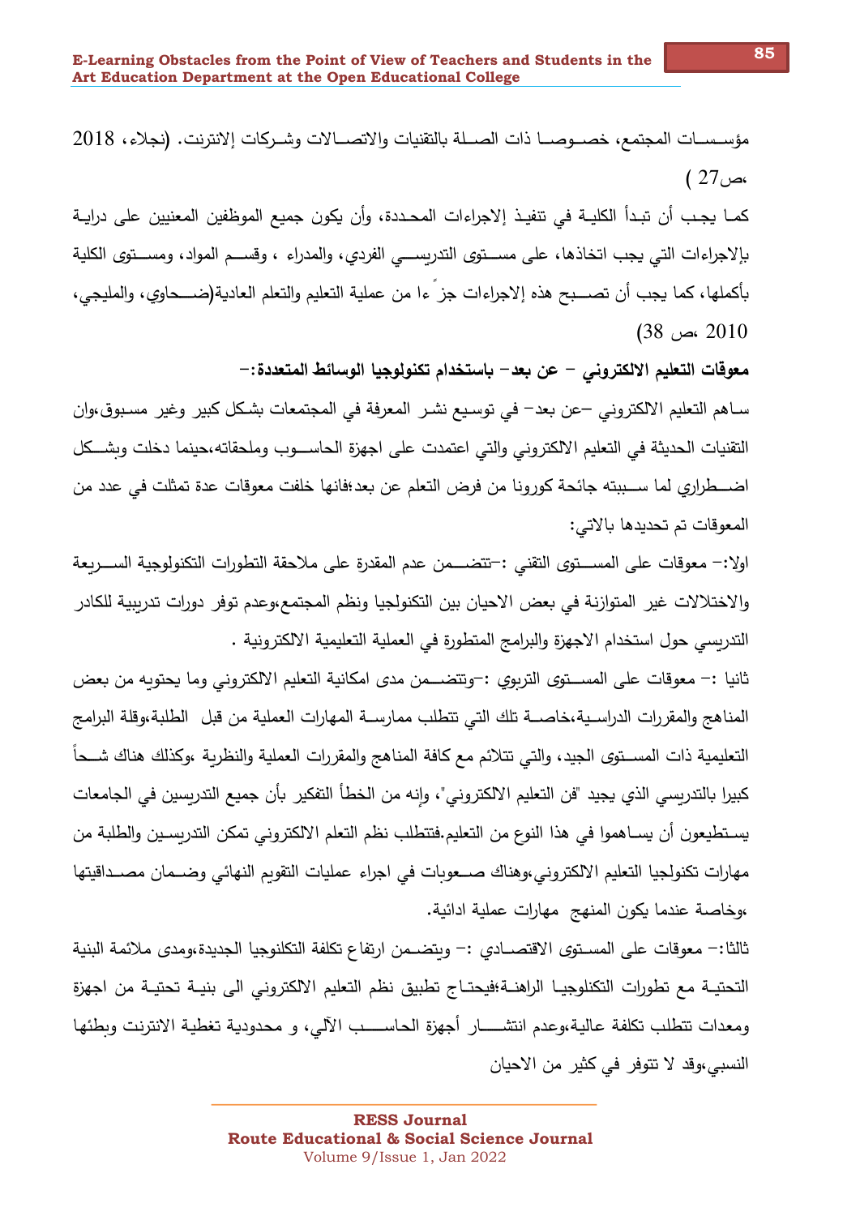مؤسسات المجتمع، خصوصا ذات الصلة بالتقنيات والاتصالات وشركات إلانترنت. (نجلاء، 2018 ،ص27 )

كما يجب أن تبدأ الكلية في تنفيذ إلاجراءات المحددة، وأن يكون جميع الموظفين المعنيين على دراية بإلاجراءات التي يجب اتخاذها، على مستوى التدريسي الفردي، والمدراء ، وقسم المواد، ومستوى الكلية بأكملها، كما يجب أن تصبح هذه إلاجراءات جزءا من عملية التعليم والتعلم العادية(ضحاوي، والمليجي، 2010 ،ص 38)

**معوقات التعليم الالكتروني – عن بعد– باستخدام تكنولوجيا الوسائط المتعددة:–**

ساهم التعليم الالكتروني –عن بعد– في توسيع نشر المعرفة في المجتمعات بشكل كبير وغير مسبوق،وان التقنيات الحديثة في التعليم الالكتروني والتي اعتمدت على اجهزة الحاسوب وملحقاته،حينما دخلت وبشكل اضطراري لما سببته جائحة كورونا من فرض التعلم عن بعد؛فانها خلفت معوقات عدة تمثلت في عدد من المعوقات تم تحديدها بالاتي:

اولا:– معوقات على المستوى التقني :–تتضمن عدم المقدرة على ملاحقة التطورات التكنولوجية السريعة والاختلالات غير المتوازنة في بعض الاحيان بين التكنولجيا ونظم المجتمع،وعدم توفر دورات تدريبية للكادر التدريسي حول استخدام الاجهزة والبرامج المتطورة في العملية التعليمية الالكترونية .

ثانيا :– معوقات على المستوى التربوي :–وتتضمن مدى امكانية التعليم الالكتروني وما يحتويه من بعض المناهج والمقررات الدراسية،خاصة تلك التي تتطلب ممارسة المهارات العملية من قبل الطلبة،وقلة البرامج التعليمية ذات المستوى الجيد، والتي تتلائم مع كافة المناهج والمقررات العملية والنظرية ،وكذلك هناك شحاً كبيرا بالتدريسي الذي يجيد "فن التعليم الالكتروني"، وإنه من الخطأ التفكير بأن جميع التدريسين في الجامعات يستطيعون أن يساهموا في هذا النوع من التعليم.فتتطلب نظم التعلم الالكتروني تمكن التدريسين والطلبة من مهارات تكنولجيا التعليم الالكتروني،وهناك صعوبات في اجراء عمليات التقويم النهائي وضمان مصداقيتها ،وخاصة عندما يكون المنهج مهارات عملية ادائية.

ثالثا:– معوقات على المستوى الاقتصادي :– ويتضمن ارتفاع تكلفة التكلنوجيا الجديدة،ومدى ملائمة البنية التحتية مع تطورات التكنولوجيا الراهنة؛فيحتاج تطبيق نظم التعليم الالكتروني الى بنية تحتية من اجهزة ومعدات تتطلب تكلفة عالية،وعدم انتشار أجهزة الحاسب الآلي، و محدودية تغطية الانترنت وبطئها النسبي،وقد لا تتوفر في كثير من الاحيان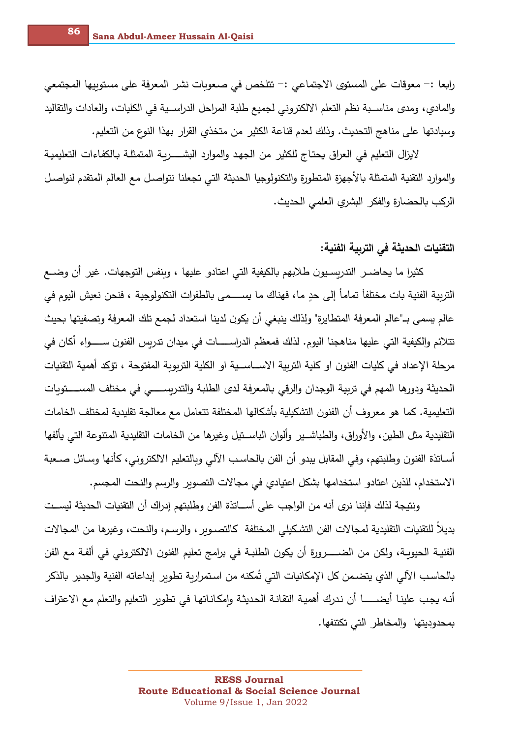رابعا :– معوقات على المستوى الاجتماعي :– تتلخص في صعوبات نشر المعرفة على مستوييها المجتمعي والمادي، ومدى مناسبة نظم التعلم الالكتروني لجميع طلبة المراحل الدراسية في الكليات، والعادات والتقاليد وسيادتها على مناهج التحديث. وذلك لعدم قناعة الكثير من متخذي القرار بهذا النوع من التعليم.

لايزال التعليم في العراق يحتاج للكثير من الجهد والموارد البشرية المتمثلة بالكفاءات التعليمية والموارد التقنية المتمثلة بالأجهزة المتطورة والتكنولوجيا الحديثة التي تجعلنا نتواصل مع العالم المتقدم لنواصل الركب بالحضارة والفكر البشري العلمي الحديث.

**التقنيات الحديثة في التربية الفنية:**

كثيرا ما يحاضر التدريسيون طلابهم بالكيفية التي اعتادو عليها ، وبنفس التوجهات. غير أن وضع التربية الفنية بات مختلفاً تماماً إلى حدٍ ما، فهناك ما يسمى بالطفرات التكنولوجية ، فنحن نعيش اليوم في عالم يسمى بـ"عالم المعرفة المتطايرة" ولذلك ينبغي أن يكون لدينا استعداد لجمع تلك المعرفة وتصفيتها بحيث تتلائم والكيفية التي عليها مناهجنا اليوم. لذلك فمعظم الدراسات في ميدان تدريس الفنون سواء أكان في مرحلة الإعداد في كليات الفنون او كلية التربية الاساسية او الكلية التربوية المفتوحة ، تؤكد أهمية التقنيات الحديثة ودورها المهم في تربية الوجدان والرقي بالمعرفة لدى الطلبة والتدريسي في مختلف المستويات التعليمية. كما هو معروف أن الفنون التشكيلية بأشكالها المختلفة تتعامل مع معالجة تقليدية لمختلف الخامات التقليدية مثل الطين، والأوراق، والطباشير وألوان الباستيل وغيرها من الخامات التقليدية المتنوعة التي يألفها أساتذة الفنون وطلبتهم، وفي المقابل يبدو أن الفن بالحاسب الآلي وبالتعليم الالكتروني، كأنها وسائل صعبة الاستخدام، للذين اعتادو استخدامها بشكل اعتيادي في مجالات التصوير والرسم والنحت المجسم.

ونتيجة لذلك فإننا نرى أنه من الواجب على أساتذة الفن وطلبتهم إدراك أن التقنيات الحديثة ليست بديلاً للتقنيات التقليدية لمجالات الفن التشكيلي المختلفة كالتصوير، والرسم، والنحت، وغيرها من المجالات الفنية الحيوية، ولكن من الضرورة أن يكون الطلبة في برامج تعليم الفنون الالكتروني في ألفة مع الفن بالحاسب الآلي الذي يتضمن كل الإمكانيات التي تُمكنه من استمرارية تطوير إبداعاته الفنية والجدير بالذكر أنه يجب علينا أيضا أن ندرك أهمية التقانة الحديثة وإمكاناتها في تطوير التعليم والتعلم مع الاعتراف بمحدوديتها والمخاطر التي تكتنفها.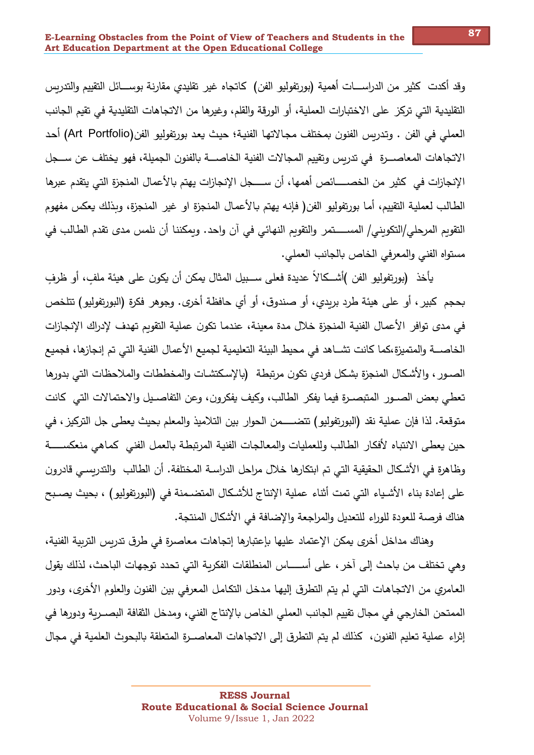وقد أكدت كثير من الدراسـات أهمية (بورتفوليو الفن) كاتجاه غير تقليدي مقارنة بوسـائل التقييم والتدريس التقليدية التي تركز على الاختبارات العملية، أو الورقة والقلم، وغيرها من الاتجاهات التقليدية في تقيم الجانب العملي في الفن . وتدريس الفنون بمختلف مجالاتها الفنية؛ حيث يعد بورتفوليو الفن(Art Portfolio) أحد الاتجاهات المعاصـرة في تدريس وتقييم المجالات الفنية الخاصـة بالفنون الجميلة، فهو يختلف عن سـجل الإنجازات في كثير من الخصـائص أهمها، أن سـجل الإنجازات يهتم بالأعمال المنجزة التي يتقدم عبرها الطالب لعملية التقييم، أما بورتفوليو الفن( فإنه يهتم بالأعمال المنجزة او غير المنجزة، وبذلك يعكس مفهوم التقويم المرحلي/التكويني/ المسـتمر والتقويم النهائي في آن واحد. ويمكننا أن نلمس مدى تقدم الطالب في مستواه الفني والمعرفي الخاص بالجانب العملي.

يأخذ (بورتفوليو الفن )أشـكالاً عديدة فعلى سـبيل المثال يمكن أن يكون على هيئة ملفٍ، أو ظرفٍ بحجم كبير، أو على هيئة طرد بريدي، أو صندوق، أو أي حافظة أخرى. وجوهر فكرة (البورتفوليو) تتلخص في مدى توافر الأعمال الفنية المنجزة خلال مدة معينة، عندما تكون عملية التقويم تهدف لإدراك الإنجازات الخاصـة والمتميزة،كما كانت تشـاهد في محيط البيئة التعليمية لجميع الأعمال الفنية التي تم إنجازها، فجميع الصـور، والأشكال المنجزة بشكل فردي تكون مرتبطة (بالإسكتشـات والمخططات والملاحظات التي بدورها تعطي بعض الصـور المتبصـرة فيما يفكر الطالب، وكيف يفكرون، وعن التفاصـيل والاحتمالات التي كانت متوقعة. لذا فإن عملية نقد (البورتفوليو) تتضـمن الحوار بين التلاميذ والمعلم بحيث يعطى جل التركيز، في حين يعطى الانتباه لأفكار الطالب وللعمليات والمعالجات الفنية المرتبطة بالعمل الفني كماهي منعكسـة وظاهرة في الأشكال الحقيقية التي تم ابتكارها خلال مراحل الدراسـة المختلفة. أن الطالب والتدريسي قادرون على إعادة بناء الأشـياء التي تمت أثناء عملية الإنتاج للأشكال المتضـمنة في (البورتفوليو) ، بحيث يصـبح هناك فرصة للعودة للوراء للتعديل والمراجعة والإضافة في الأشكال المنتجة.

وهناك مداخل أخرى يمكن الإعتماد عليها بإعتبارها إتجاهات معاصرة في طرق تدريس التربية الفنية، وهي تختلف من باحث إلى آخر، على أسـاس المنطلقات الفكرية التي تحدد توجهات الباحث، لذلك يقول العامري من الاتجاهات التي لم يتم التطرق إليها مدخل التكامل المعرفي بين الفنون والعلوم الأخرى، ودور الممتحن الخارجي في مجال تقييم الجانب العملي الخاص بالإنتاج الفني، ومدخل الثقافة البصـرية ودورها في إثراء عملية تعليم الفنون، كذلك لم يتم التطرق إلى الاتجاهات المعاصـرة المتعلقة بالبحوث العلمية في مجال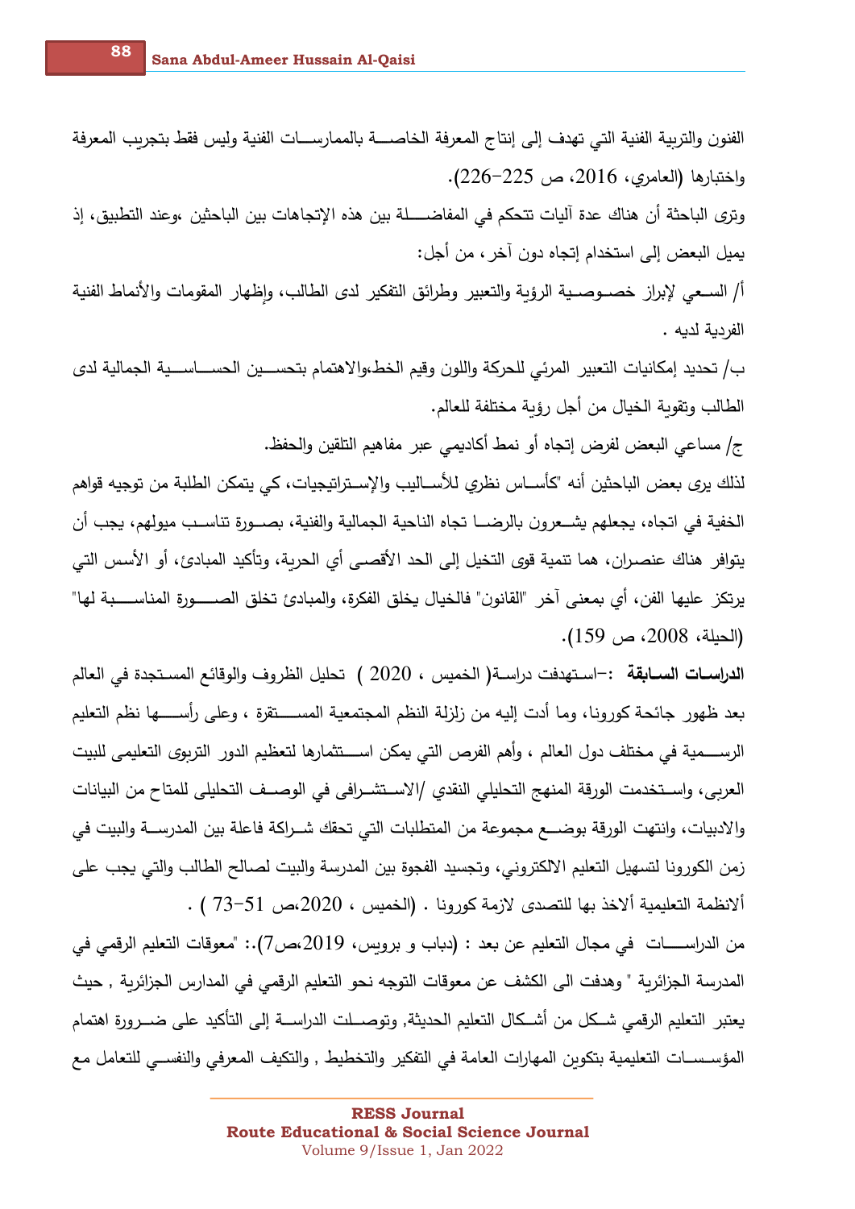الفنون والتربية الفنية التي تهدف إلى إنتاج المعرفة الخاصـــة بالممارســات الفنية وليس فقط بتجريب المعرفة واختبارها (العامري، 2016، ص 225-226).

وترى الباحثة أن هناك عدة آليات تتحكم في المفاضـــلة بين هذه الإتجاهات بين الباحثين ،وعند التطبيق، إذ يميل البعض إلى استخدام إتجاه دون آخر، من أجل:

أ/ السـعي لإبراز خصـوصـية الرؤية والتعبير وطرائق التفكير لدى الطالب، وإظهار المقومات والأنماط الفنية الفردية لديه .

ب/ تحديد إمكانيات التعبير المرئي للحركة واللون وقيم الخط،والاهتمام بتحسـين الحســاسـية الجمالية لدى الطالب وتقوية الخيال من أجل رؤية مختلفة للعالم.

ج/ مساعي البعض لفرض إتجاه أو نمط أكاديمي عبر مفاهيم التلقين والحفظ.

لذلك يرى بعض الباحثين أنه "كأســاس نظري للأسـاليب والإسـتراتيجيات، كي يتمكن الطلبة من توجيه قواهم الخفية في اتجاه، يجعلهم يشـعرون بالرضـا تجاه الناحية الجمالية والفنية، بصـورة تناسـب ميولهم، يجب أن يتوافر هناك عنصـران، هما تنمية قوى التخيل إلى الحد الأقصـى أي الحرية، وتأكيد المبادئ، أو الأسس التي يرتكز عليها الفن، أي بمعنى آخر "القانون" فالخيال يخلق الفكرة، والمبادئ تخلق الصـــورة المناســـبة لها" (الحيلة، 2008، ص 159).

**الدراسات السابقة** :-استـهدفت دراسـة( الخميس ، 2020 ) تحليل الظروف والوقائع المسـتجدة في العالم بعد ظهور جائحة كورونا، وما أدت إليه من زلزلة النظم المجتمعية المســتقرة ، وعلى رأســها نظم التعليم الرســمية في مختلف دول العالم ، وأهم الفرص التي يمكن اســتثمارها لتعظيم الدور التربوى التعليمى للبيت العربى، واسـتخدمت الورقة المنهج التحليلي النقدي /الاسـتشـرافي في الوصـف التحليلى للمتاح من البيانات والادبيات، وانتهت الورقة بوضــع مجموعة من المتطلبات التي تحقك شـراكة فاعلة بين المدرســة والبيت في زمن الكورونا لتسهيل التعليم الالكتروني، وتجسيد الفجوة بين المدرسة والبيت لصالح الطالب والتي يجب على ألانظمة التعليمية ألاخذ بها للتصدى لازمة كورونا . (الخميس ، 2020،ص 51-73 ) .

من الدراســـات في مجال التعليم عن بعد : (دباب و برويس، 2019،ص7).: "معوقات التعليم الرقمي في المدرسة الجزائرية " وهدفت الى الكشف عن معوقات التوجه نحو التعليم الرقمي في المدارس الجزائرية , حيث يعتبر التعليم الرقمي شـكل من أشـكال التعليم الحديثة, وتوصـلت الدراسـة إلى التأكيد على ضـرورة اهتمام المؤسـسـات التعليمية بتكوين المهارات العامة في التفكير والتخطيط , والتكيف المعرفي والنفسـي للتعامل مع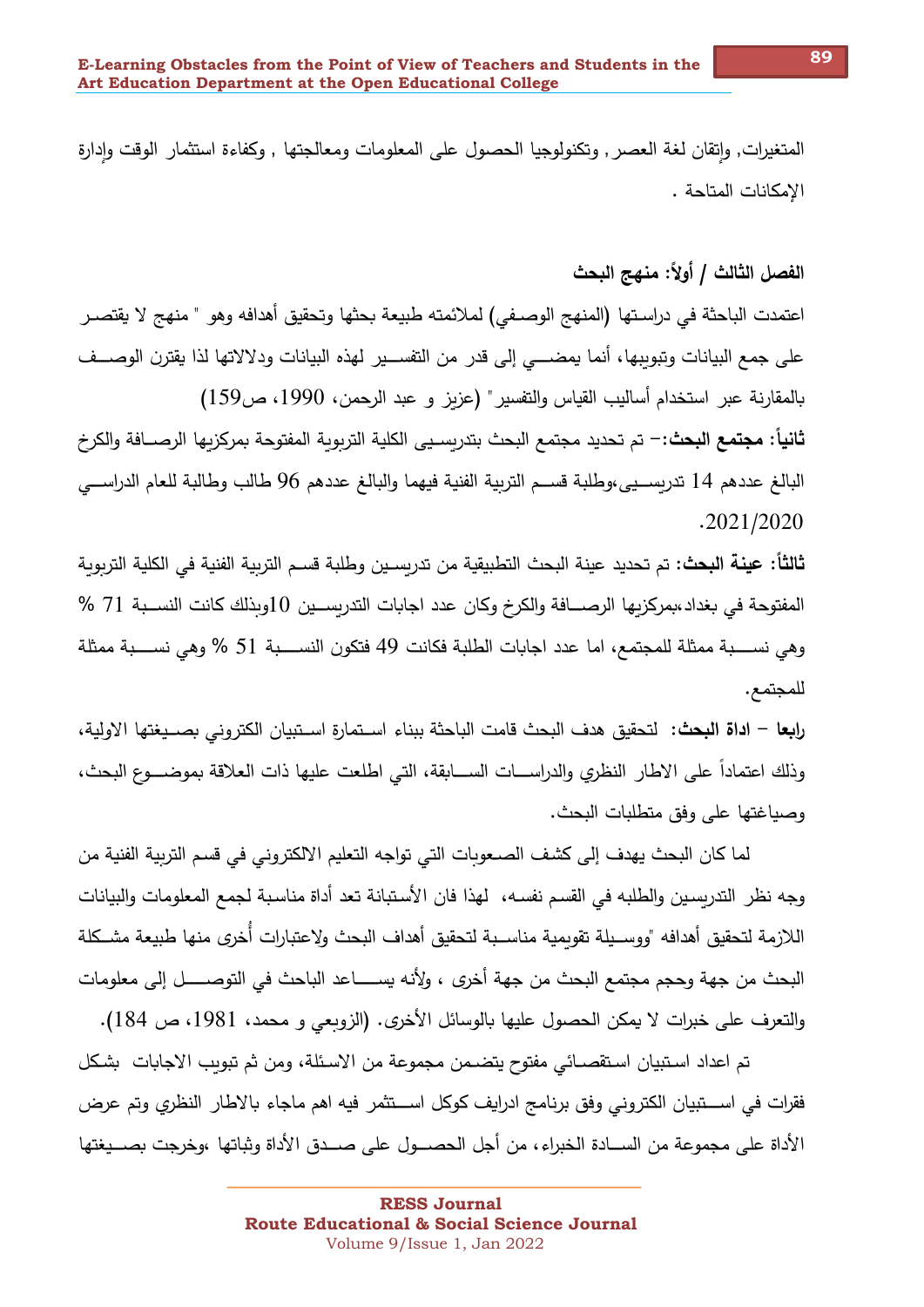المتغيرات, وإتقان لغة العصر, وتكنولوجيا الحصول على المعلومات ومعالجتها , وكفاءة استثمار الوقت وإدارة الإمكانات المتاحة .

## الفصل الثالث / أولاً: منهج البحث

اعتمدت الباحثة في دراستها (المنهج الوصفي) لملائمته طبيعة بحثها وتحقيق أهدافه وهو " منهج لا يقتصر على جمع البيانات وتبويبها، أنما يمضي إلى قدر من التفسير لهذه البيانات ودلالاتها لذا يقترن الوصف بالمقارنة عبر استخدام أساليب القياس والتفسير" (عزيز و عبد الرحمن، 1990، ص159)

**ثانياً: مجتمع البحث**:- تم تحديد مجتمع البحث بتدريسيي الكلية التربوية المفتوحة بمركزيها الرصافة والكرخ البالغ عددهم 14 تدريسيي،وطلبة قسم التربية الفنية فيهما والبالغ عددهم 96 طالب وطالبة للعام الدراسي 2021/2020.

**ثالثاً: عينة البحث**: تم تحديد عينة البحث التطبيقية من تدريسين وطلبة قسم التربية الفنية في الكلية التربوية المفتوحة في بغداد،بمركزيها الرصافة والكرخ وكان عدد اجابات التدريسين 10وبذلك كانت النسبة 71 % وهي نسبة ممثلة للمجتمع، اما عدد اجابات الطلبة فكانت 49 فتكون النسبة 51 % وهي نسبة ممثلة للمجتمع.

**رابعا – اداة البحث**: لتحقيق هدف البحث قامت الباحثة ببناء استمارة استبيان الكتروني بصيغتها الاولية، وذلك اعتماداً على الاطار النظري والدراسات السابقة، التي اطلعت عليها ذات العلاقة بموضوع البحث، وصياغتها على وفق متطلبات البحث.

لما كان البحث يهدف إلى كشف الصعوبات التي تواجه التعليم الالكتروني في قسم التربية الفنية من وجه نظر التدريسين والطلبه في القسم نفسه، لهذا فان الأستبانة تعد أداة مناسبة لجمع المعلومات والبيانات اللازمة لتحقيق أهدافه "ووسيلة تقويمية مناسبة لتحقيق أهداف البحث ولاعتبارات أُخرى منها طبيعة مشكلة البحث من جهة وحجم مجتمع البحث من جهة أخرى ، ولأنه يساعد الباحث في التوصل إلى معلومات والتعرف على خبرات لا يمكن الحصول عليها بالوسائل الأخرى. (الزوبعي و محمد، 1981، ص 184).

تم اعداد استبيان استقصائي مفتوح يتضمن مجموعة من الاسئلة، ومن ثم تبويب الاجابات بشكل فقرات في استبيان الكتروني وفق برنامج ادرايف كوكل استثمر فيه اهم ماجاء بالاطار النظري وتم عرض الأداة على مجموعة من السادة الخبراء، من أجل الحصول على صدق الأداة وثباتها ،وخرجت بصيغتها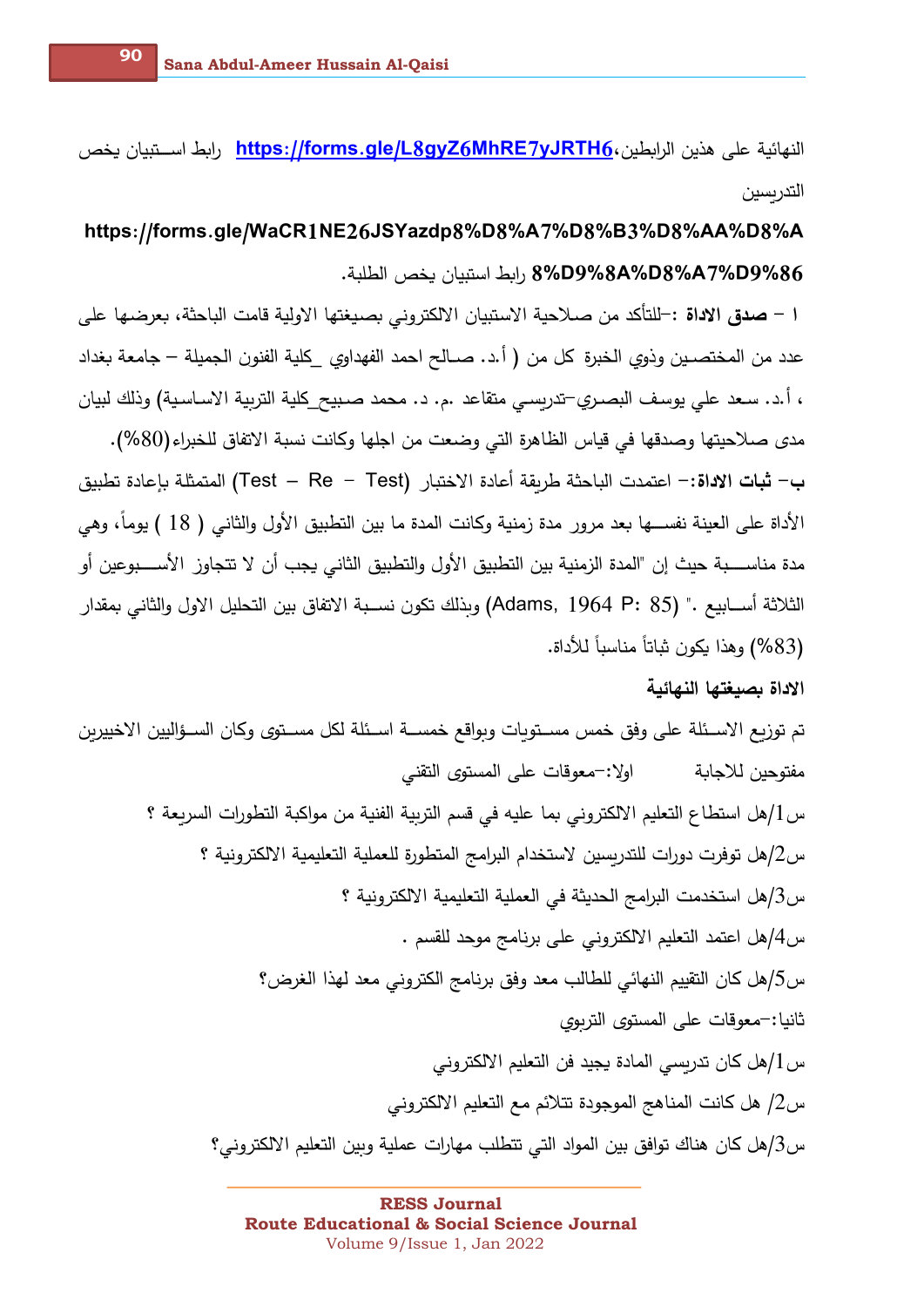النهائية على هذين الرابطين،https://forms.gle/L8gyZ6MhRE7yJRTH6 رابط اســتبيان يخص التدريسين

**https://forms.gle/WaCR1NE26JSYazdp8%D8%A7%D8%B3%D8%AA%D8%A8%D9%8A%D8%A7%D9%86** رابط استبيان يخص الطلبة.

ا – **صدق الاداة** :-للتأكد من صلاحية الاستبيان الالكتروني بصيغتها الاولية قامت الباحثة، بعرضها على عدد من المختصين وذوي الخبرة كل من ( أ.د. صالح احمد الفهداوي _كلية الفنون الجميلة – جامعة بغداد ، أ.د. سعد علي يوسف البصري-تدريسي متقاعد .م. د. محمد صبيح_كلية التربية الاساسية) وذلك لبيان مدى صلاحيتها وصدقها في قياس الظاهرة التي وضعت من اجلها وكانت نسبة الاتفاق للخبراء(80%).

ب- **ثبات الاداة**:- اعتمدت الباحثة طريقة أعادة الاختبار (Test – Re – Test) المتمثلة بإعادة تطبيق الأداة على العينة نفسها بعد مرور مدة زمنية وكانت المدة ما بين التطبيق الأول والثاني ( 18 ) يوماً، وهي مدة مناسبة حيث إن "المدة الزمنية بين التطبيق الأول والتطبيق الثاني يجب أن لا تتجاوز الأسبوعين أو الثلاثة أسابيع ." (Adams, 1964 P: 85) وبذلك تكون نسبة الاتفاق بين التحليل الاول والثاني بمقدار (83%) وهذا يكون ثباتاً مناسباً للأداة.

**الاداة بصيغتها النهائية**

تم توزيع الاسئلة على وفق خمس مستويات وبواقع خمسة اسئلة لكل مستوى وكان السؤاليين الاخييرين مفتوحين للاجابة

اولا:-معوقات على المستوى التقني

س1/هل استطاع التعليم الالكتروني بما عليه في قسم التربية الفنية من مواكبة التطورات السريعة ؟

س2/هل توفرت دورات للتدريسين لاستخدام البرامج المتطورة للعملية التعليمية الالكترونية ؟

س3/هل استخدمت البرامج الحديثة في العملية التعليمية الالكترونية ؟

س4/هل اعتمد التعليم الالكتروني على برنامج موحد للقسم .

س5/هل كان التقييم النهائي للطالب معد وفق برنامج الكتروني معد لهذا الغرض؟

ثانيا:-معوقات على المستوى التربوي

س1/هل كان تدريسي المادة يجيد فن التعليم الالكتروني

س2/ هل كانت المناهج الموجودة تتلائم مع التعليم الالكتروني

س3/هل كان هناك توافق بين المواد التي تتطلب مهارات عملية وبين التعليم الالكتروني؟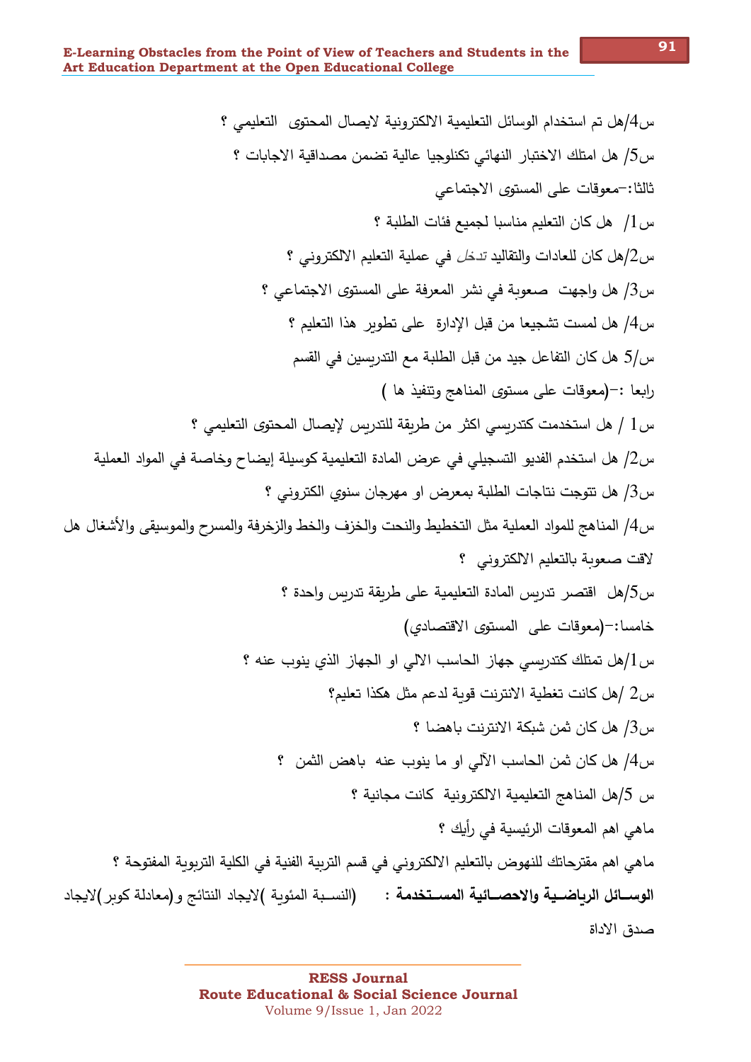س4/هل تم استخدام الوسائل التعليمية الالكترونية لايصال المحتوى التعليمي ؟

س5/ هل امتلك الاختبار النهائي تكنلوجيا عالية تضمن مصداقية الاجابات ؟

ثالثا:–معوقات على المستوى الاجتماعي

س1/ هل كان التعليم مناسبا لجميع فئات الطلبة ؟

س2/هل كان للعادات والتقاليد *تدخل* في عملية التعليم الالكتروني ؟

س3/ هل واجهت صعوبة في نشر المعرفة على المستوى الاجتماعي ؟

س4/ هل لمست تشجيعا من قبل الإدارة على تطوير هذا التعليم ؟

س/5 هل كان التفاعل جيد من قبل الطلبة مع التدريسين في القسم

رابعا :–(معوقات على مستوى المناهج وتنفيذ ها )

س1 / هل استخدمت كتدريسي اكثر من طريقة للتدريس لإيصال المحتوى التعليمي ؟

س2/ هل استخدم الفديو التسجيلي في عرض المادة التعليمية كوسيلة إيضاح وخاصة في المواد العملية

س3/ هل تتوجت نتاجات الطلبة بمعرض او مهرجان سنوي الكتروني ؟

س4/ المناهج للمواد العملية مثل التخطيط والنحت والخزف والخط والزخرفة والمسرح والموسيقى والأشغال هل لاقت صعوبة بالتعليم الالكتروني ؟

س5/هل اقتصر تدريس المادة التعليمية على طريقة تدريس واحدة ؟

خامسا:–(معوقات على المستوى الاقتصادي)

س1/هل تمتلك كتدريسي جهاز الحاسب الالي او الجهاز الذي ينوب عنه ؟

س2 /هل كانت تغطية الانترنت قوية لدعم مثل هكذا تعليم؟

س3/ هل كان ثمن شبكة الانترنت باهضا ؟

س4/ هل كان ثمن الحاسب الآلي او ما ينوب عنه باهض الثمن ؟

س 5/هل المناهج التعليمية الالكترونية كانت مجانية ؟

ماهي اهم المعوقات الرئيسية في رأيك ؟

ماهي اهم مقترحاتك للنهوض بالتعليم الالكتروني في قسم التربية الفنية في الكلية التربوية المفتوحة ؟

**الوسائل الرياضية والاحصائية المستخدمة :** (النسبة المئوية )لايجاد النتائج و(معادلة كوبر)لايجاد صدق الاداة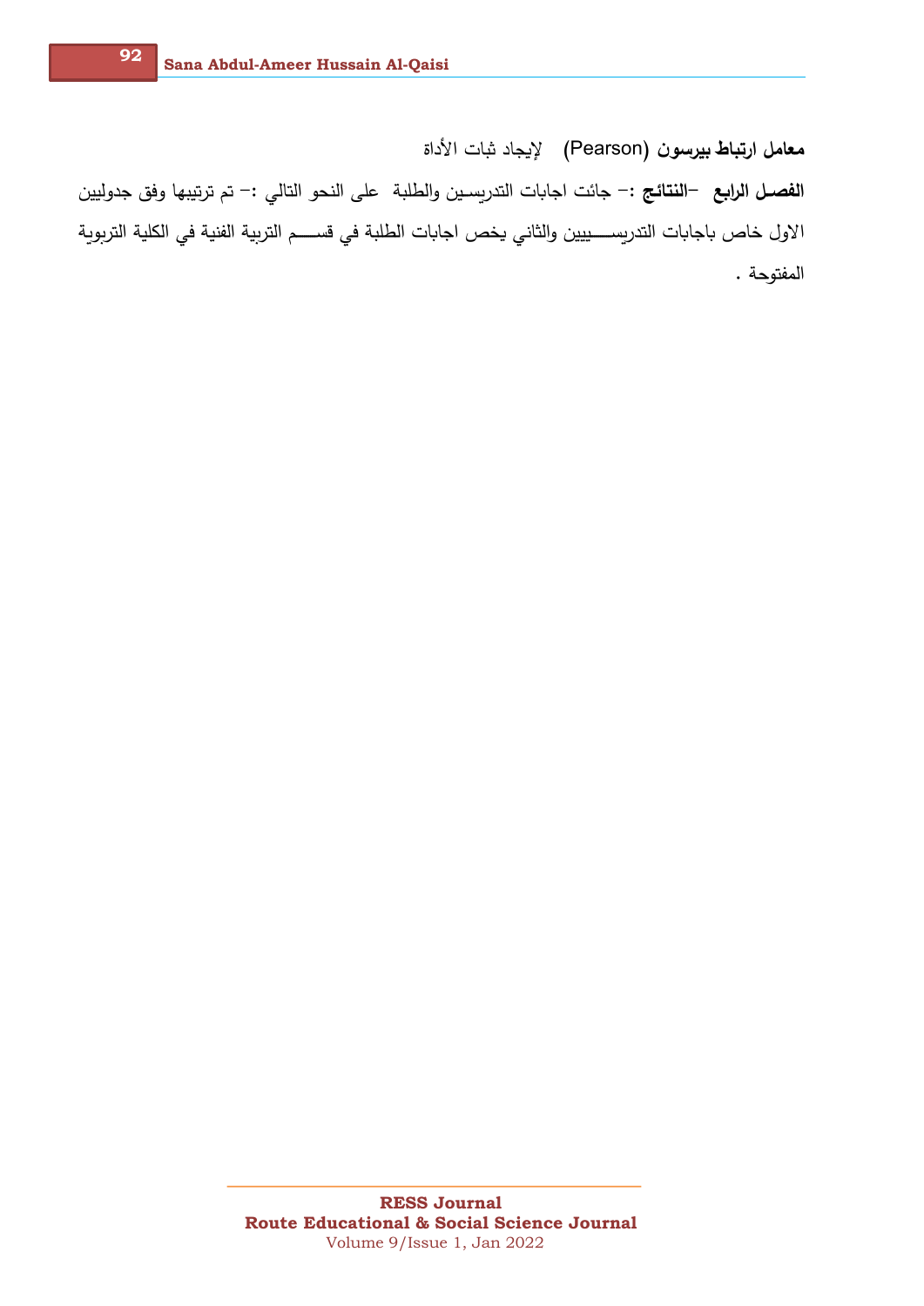**معامل ارتباط بيرسون** (Pearson) لإيجاد ثبات الأداة

**الفصـل الرابع –النتائج** :– جائت اجابات التدريسـين والطلبة على النحو التالي :– تم ترتيبها وفق جدوليين الاول خاص باجابات التدريســـييين والثاني يخص اجابات الطلبة في قســـم التربية الفنية في الكلية التربوية المفتوحة .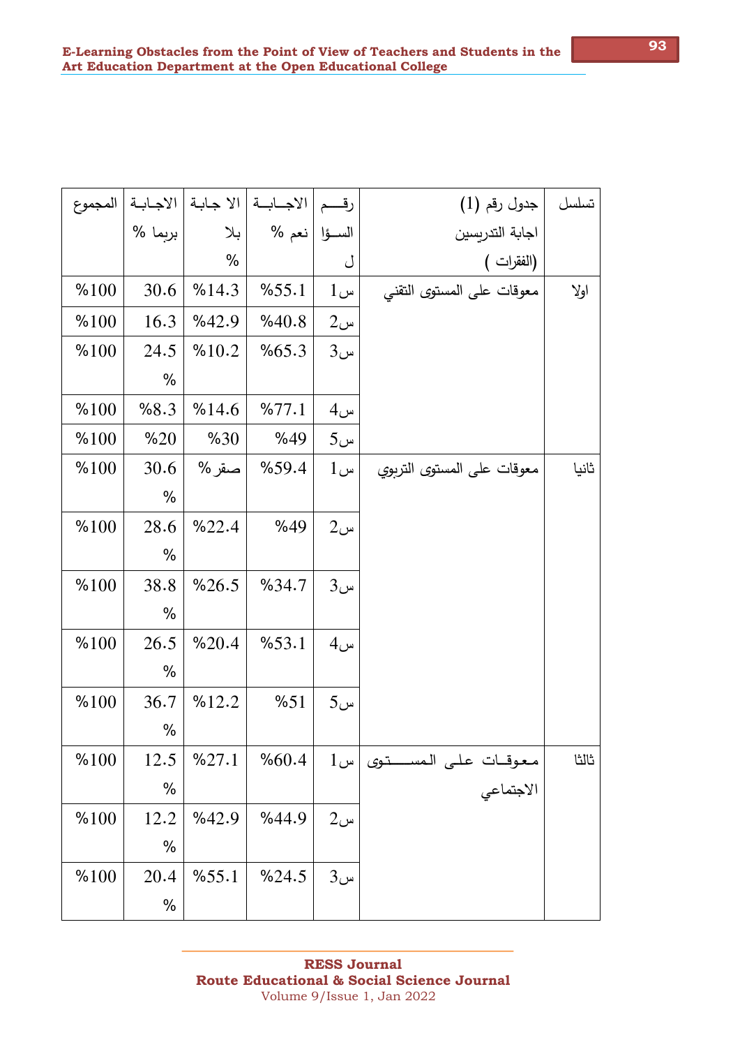| تسلسل | جدول رقم (1) اجابة التدريسين (الفقرات ) | رقم السؤال | الاجابة نعم % | الا جابة بلا % | الاجابة بربما % | المجموع |
|---|---|---|---|---|---|---|
| اولا | معوقات على المستوى التقني | س1 | %55.1 | %14.3 | 30.6 | %100 |
| | | س2 | %40.8 | %42.9 | 16.3 | %100 |
| | | س3 | %65.3 | %10.2 | 24.5 % | %100 |
| | | س4 | %77.1 | %14.6 | %8.3 | %100 |
| | | س5 | %49 | %30 | %20 | %100 |
| ثانيا | معوقات على المستوى التربوي | س1 | %59.4 | صفر% | 30.6 % | %100 |
| | | س2 | %49 | %22.4 | 28.6 % | %100 |
| | | س3 | %34.7 | %26.5 | 38.8 % | %100 |
| | | س4 | %53.1 | %20.4 | 26.5 % | %100 |
| | | س5 | %51 | %12.2 | 36.7 % | %100 |
| ثالثا | معوقات على المستوى الاجتماعي | س1 | %60.4 | %27.1 | 12.5 % | %100 |
| | | س2 | %44.9 | %42.9 | 12.2 % | %100 |
| | | س3 | %24.5 | %55.1 | 20.4 % | %100 |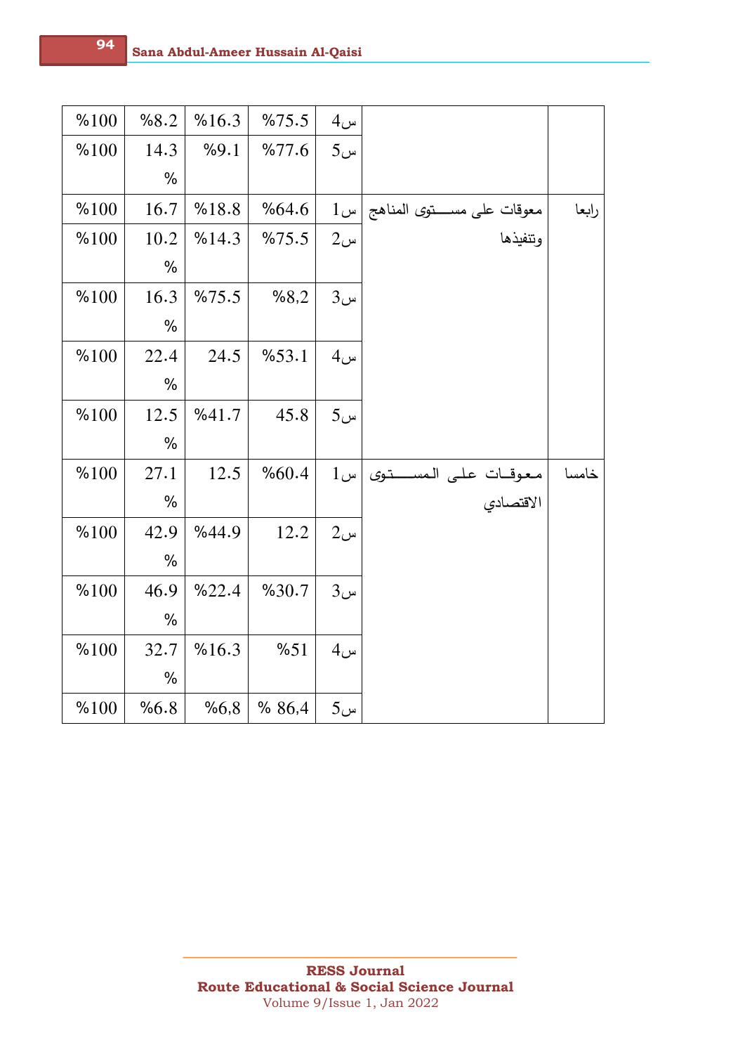| | | | | | | |
|---|---|---|---|---|---|---|
| | | س4 | %75.5 | %16.3 | %8.2 | %100 |
| | | س5 | %77.6 | %9.1 | 14.3 % | %100 |
| رابعا | معوقات على مستوى المناهج وتنفيذها | س1 | %64.6 | %18.8 | 16.7 | %100 |
| | | س2 | %75.5 | %14.3 | 10.2 % | %100 |
| | | س3 | %8,2 | %75.5 | 16.3 % | %100 |
| | | س4 | %53.1 | 24.5 | 22.4 % | %100 |
| | | س5 | 45.8 | %41.7 | 12.5 % | %100 |
| خامسا | معوقات على المستوى الاقتصادي | س1 | %60.4 | 12.5 | 27.1 % | %100 |
| | | س2 | 12.2 | %44.9 | 42.9 % | %100 |
| | | س3 | %30.7 | %22.4 | 46.9 % | %100 |
| | | س4 | %51 | %16.3 | 32.7 % | %100 |
| | | س5 | % 86,4 | %6,8 | %6.8 | %100 |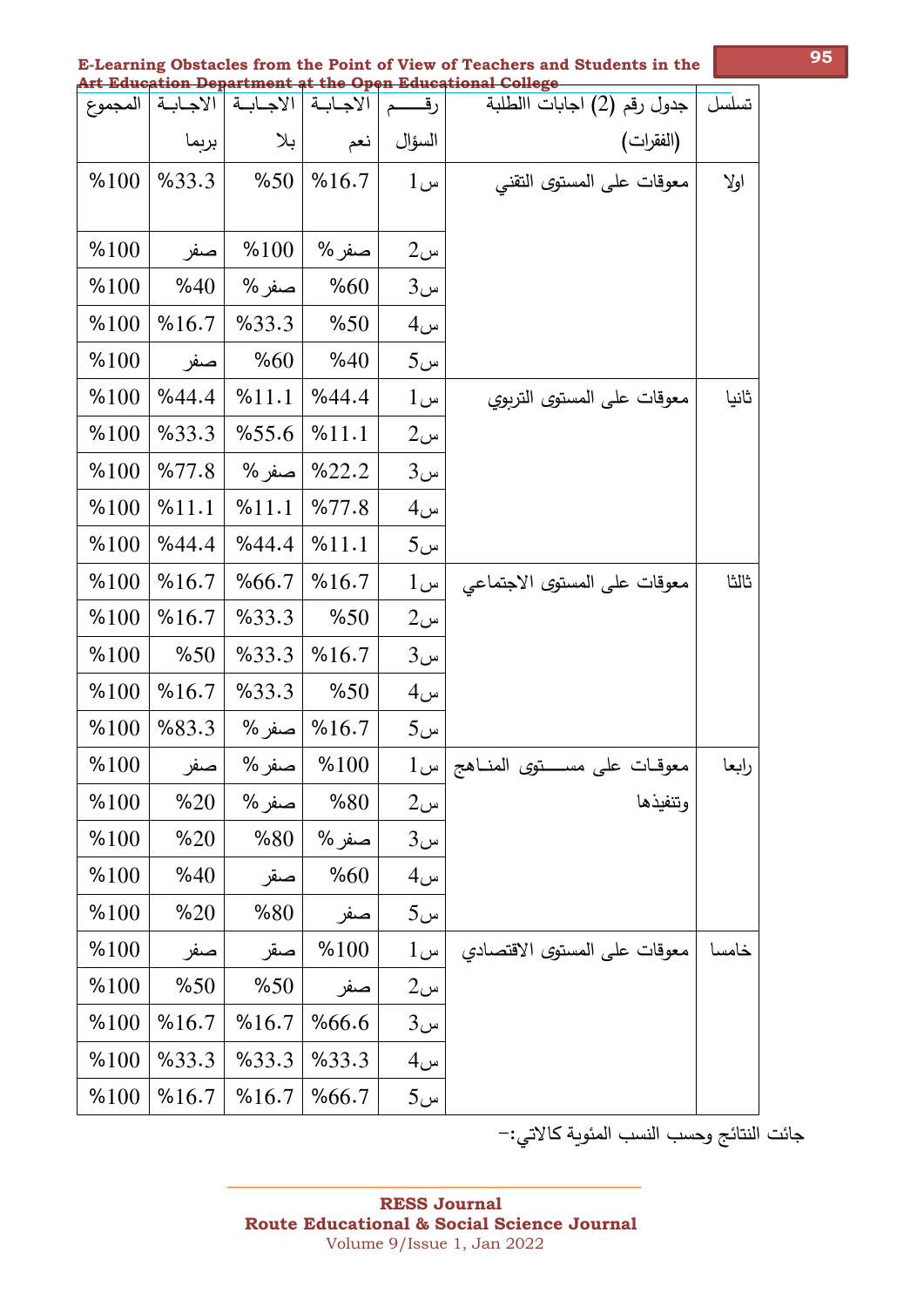| تسلسل | جدول رقم (2) اجابات االطلبة (الفقرات) | رقم السؤال | الاجابة نعم | الاجابة بلا | الاجابة بربما | المجموع |
|---|---|---|---|---|---|---|
| اولا | معوقات على المستوى التقني | س1 | %16.7 | %50 | %33.3 | %100 |
| | | س2 | صفر % | %100 | صفر | %100 |
| | | س3 | %60 | صفر % | %40 | %100 |
| | | س4 | %50 | %33.3 | %16.7 | %100 |
| | | س5 | %40 | %60 | صفر | %100 |
| ثانيا | معوقات على المستوى التربوي | س1 | %44.4 | %11.1 | %44.4 | %100 |
| | | س2 | %11.1 | %55.6 | %33.3 | %100 |
| | | س3 | %22.2 | صفر % | %77.8 | %100 |
| | | س4 | %77.8 | %11.1 | %11.1 | %100 |
| | | س5 | %11.1 | %44.4 | %44.4 | %100 |
| ثالثا | معوقات على المستوى الاجتماعي | س1 | %16.7 | %66.7 | %16.7 | %100 |
| | | س2 | %50 | %33.3 | %16.7 | %100 |
| | | س3 | %16.7 | %33.3 | %50 | %100 |
| | | س4 | %50 | %33.3 | %16.7 | %100 |
| | | س5 | %16.7 | صفر % | %83.3 | %100 |
| رابعا | معوقات على مستوى المناهج وتنفيذها | س1 | %100 | صفر % | صفر | %100 |
| | | س2 | %80 | صفر % | %20 | %100 |
| | | س3 | صفر % | %80 | %20 | %100 |
| | | س4 | %60 | صقر | %40 | %100 |
| | | س5 | صفر | %80 | %20 | %100 |
| خامسا | معوقات على المستوى الاقتصادي | س1 | %100 | صقر | صفر | %100 |
| | | س2 | صفر | %50 | %50 | %100 |
| | | س3 | %66.6 | %16.7 | %16.7 | %100 |
| | | س4 | %33.3 | %33.3 | %33.3 | %100 |
| | | س5 | %66.7 | %16.7 | %16.7 | %100 |

جائت النتائج وحسب النسب المئوية كالاتي:-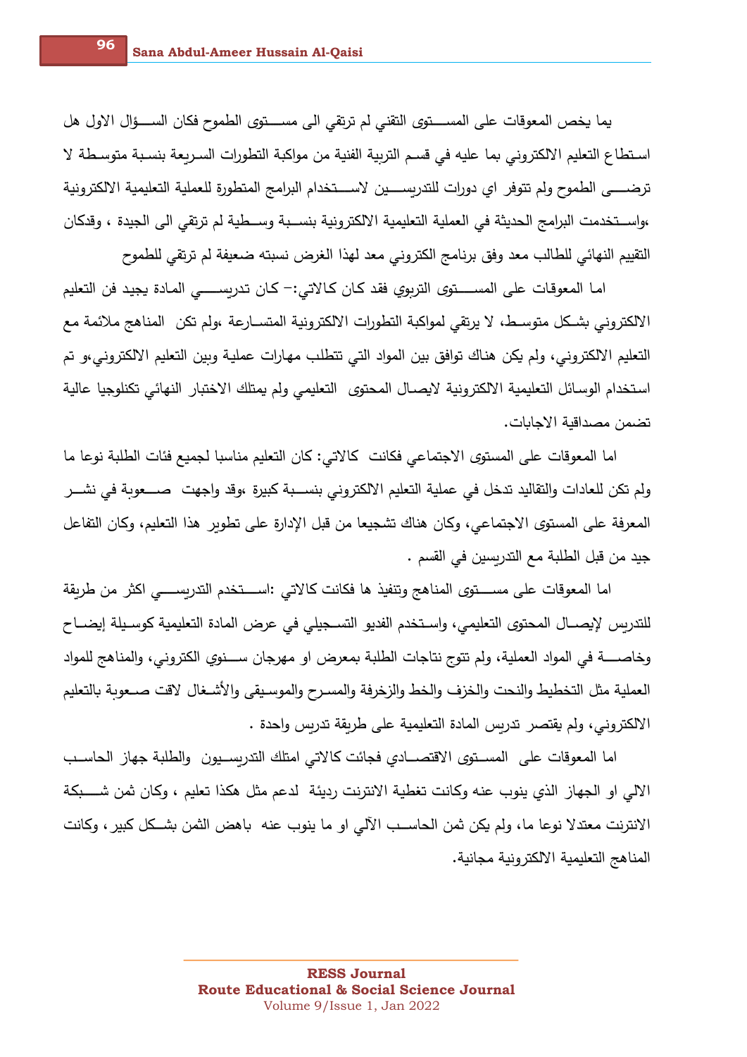يما يخص المعوقات على المستوى التقني لم ترتقي الى مستوى الطموح فكان السؤال الاول هل استطاع التعليم الالكتروني بما عليه في قسم التربية الفنية من مواكبة التطورات السريعة بنسبة متوسطة لا ترضى الطموح ولم تتوفر اي دورات للتدريسين لاستخدام البرامج المتطورة للعملية التعليمية الالكترونية ،واستخدمت البرامج الحديثة في العملية التعليمية الالكترونية بنسبة وسطية لم ترتقي الى الجيدة ، وقدكان التقييم النهائي للطالب معد وفق برنامج الكتروني معد لهذا الغرض نسبته ضعيفة لم ترتقي للطموح

اما المعوقات على المستوى التربوي فقد كان كالاتي:- كان تدريسي المادة يجيد فن التعليم الالكتروني بشكل متوسط، لا يرتقي لمواكبة التطورات الالكترونية المتسارعة ،ولم تكن المناهج ملائمة مع التعليم الالكتروني، ولم يكن هناك توافق بين المواد التي تتطلب مهارات عملية وبين التعليم الالكتروني،و تم استخدام الوسائل التعليمية الالكترونية لايصال المحتوى التعليمي ولم يمتلك الاختبار النهائي تكنلوجيا عالية تضمن مصداقية الاجابات.

اما المعوقات على المستوى الاجتماعي فكانت كالاتي: كان التعليم مناسبا لجميع فئات الطلبة نوعا ما ولم تكن للعادات والتقاليد تدخل في عملية التعليم الالكتروني بنسبة كبيرة ،وقد واجهت صعوبة في نشر المعرفة على المستوى الاجتماعي، وكان هناك تشجيعا من قبل الإدارة على تطوير هذا التعليم، وكان التفاعل جيد من قبل الطلبة مع التدريسين في القسم .

اما المعوقات على مستوى المناهج وتنفيذ ها فكانت كالاتي :استخدم التدريسي اكثر من طريقة للتدريس لإيصال المحتوى التعليمي، واستخدم الفديو التسجيلي في عرض المادة التعليمية كوسيلة إيضاح وخاصة في المواد العملية، ولم تتوج نتاجات الطلبة بمعرض او مهرجان سنوي الكتروني، والمناهج للمواد العملية مثل التخطيط والنحت والخزف والخط والزخرفة والمسرح والموسيقى والأشغال لاقت صعوبة بالتعليم الالكتروني، ولم يقتصر تدريس المادة التعليمية على طريقة تدريس واحدة .

اما المعوقات على المستوى الاقتصادي فجائت كالاتي امتلك التدريسيون والطلبة جهاز الحاسب الالي او الجهاز الذي ينوب عنه وكانت تغطية الانترنت رديئة لدعم مثل هكذا تعليم ، وكان ثمن شبكة الانترنت معتدلا نوعا ما، ولم يكن ثمن الحاسب الآلي او ما ينوب عنه باهض الثمن بشكل كبير ، وكانت المناهج التعليمية الالكترونية مجانية.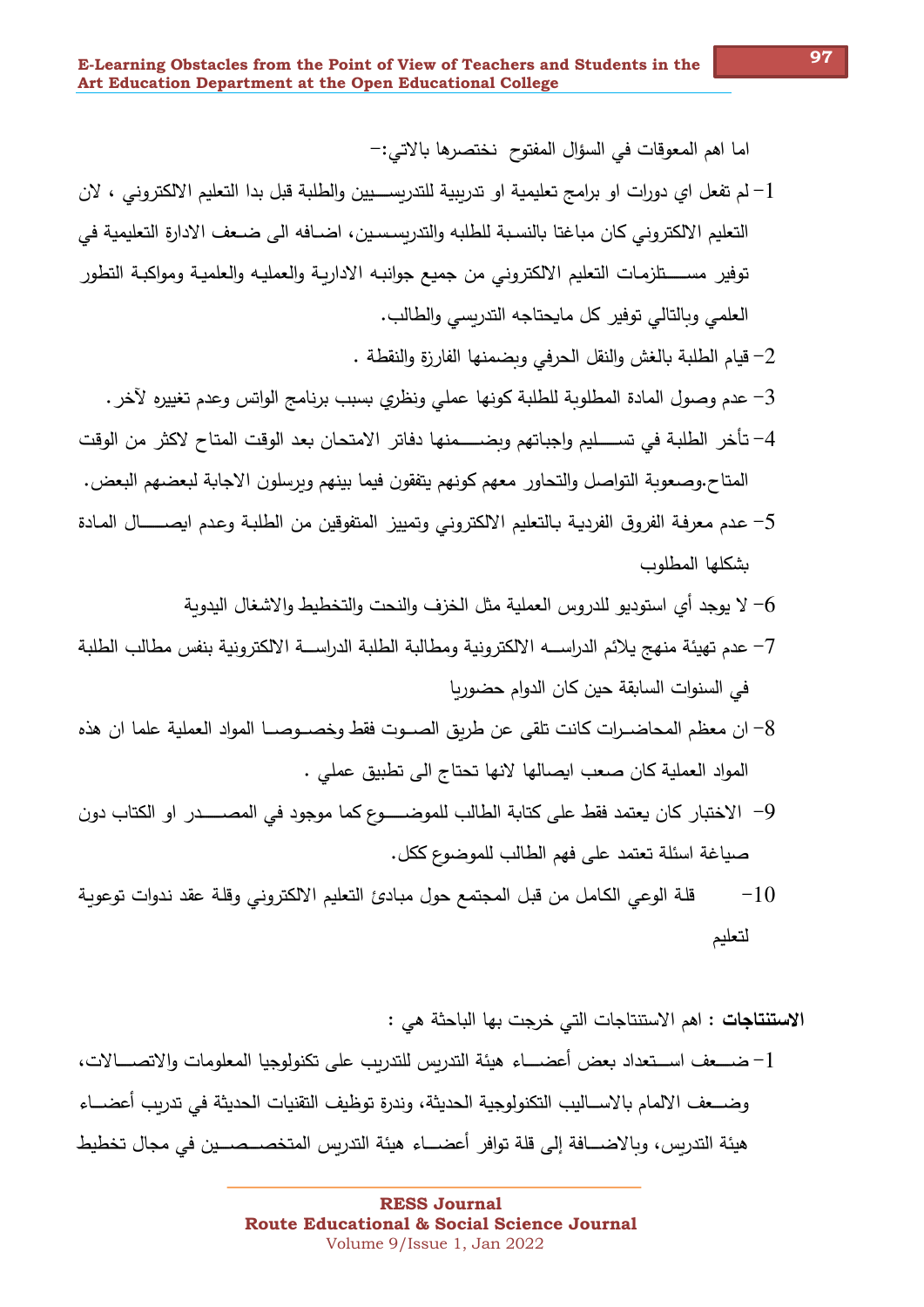اما اهم المعوقات في السؤال المفتوح  نختصرها بالاتي:-

1- لم تفعل اي دورات او برامج تعليمية او تدريبية للتدريسيين والطلبة قبل بدا التعليم الالكتروني ، لان التعليم الالكتروني كان مباغتا بالنسبة للطلبه والتدريسين، اضافه الى ضعف الادارة التعليمية في توفير مستلزمات التعليم الالكتروني من جميع جوانبه الادارية والعمليه والعلمية ومواكبة التطور العلمي وبالتالي توفير كل مايحتاجه التدريسي والطالب.

2- قيام الطلبة بالغش والنقل الحرفي وبضمنها الفارزة والنقطة .

3- عدم وصول المادة المطلوبة للطلبة كونها عملي ونظري بسبب برنامج الواتس وعدم تغييره لآخر.

4- تأخر الطلبة في تسليم واجباتهم وبضمنها دفاتر الامتحان بعد الوقت المتاح لاكثر من الوقت المتاح.وصعوبة التواصل والتحاور معهم كونهم يتفقون فيما بينهم ويرسلون الاجابة لبعضهم البعض.

5- عدم معرفة الفروق الفردية بالتعليم الالكتروني وتمييز المتفوقين من الطلبة وعدم ايصال المادة بشكلها المطلوب

6- لا يوجد أي استوديو للدروس العملية مثل الخزف والنحت والتخطيط والاشغال اليدوية

7- عدم تهيئة منهج يلائم الدراسه الالكترونية ومطالبة الطلبة الدراسة الالكترونية بنفس مطالب الطلبة في السنوات السابقة حين كان الدوام حضوريا

8- ان معظم المحاضرات كانت تلقى عن طريق الصوت فقط وخصوصا المواد العملية علما ان هذه المواد العملية كان صعب ايصالها لانها تحتاج الى تطبيق عملي .

9- الاختبار كان يعتمد فقط على كتابة الطالب للموضوع كما موجود في المصدر او الكتاب دون صياغة اسئلة تعتمد على فهم الطالب للموضوع ككل.

10- قلة الوعي الكامل من قبل المجتمع حول مبادئ التعليم الالكتروني وقلة عقد ندوات توعوية لتعليم

**الاستنتاجات** : اهم الاستنتاجات التي خرجت بها الباحثة هي :

1- ضعف استعداد بعض أعضاء هيئة التدريس للتدريب على تكنولوجيا المعلومات والاتصالات، وضعف الالمام بالاساليب التكنولوجية الحديثة، وندرة توظيف التقنيات الحديثة في تدريب أعضاء هيئة التدريس، وبالاضافة إلى قلة توافر أعضاء هيئة التدريس المتخصصين في مجال تخطيط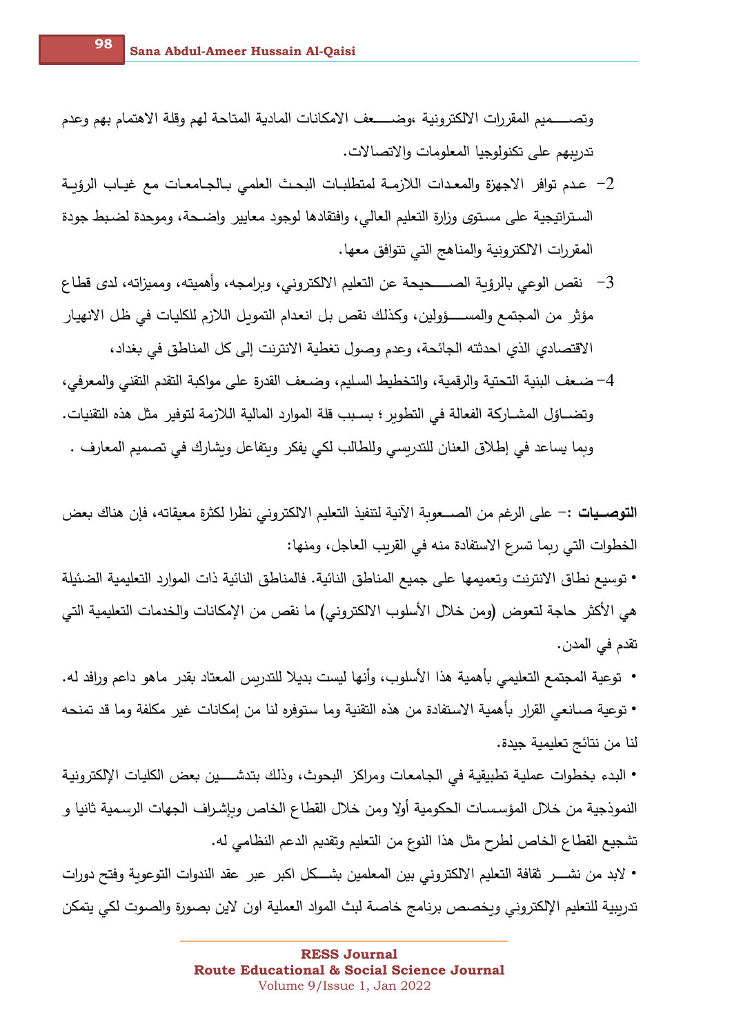وتصـــــميم المقررات الالكترونية ،وضـــــعف الامكانات المادية المتاحة لهم وقلة الاهتمام بهم وعدم تدريبهم على تكنولوجيا المعلومات والاتصالات.

2- عـدم توافر الاجهزة والمعدات اللازمـة لمتطلبـات البحـث العلمي بـالجـامعـات مع غيـاب الرؤيـة السـتراتيجية على مسـتوى وزارة التعليم العالي، وافتقادها لوجود معايير واضـحة، وموحدة لضـبط جودة المقررات الالكترونية والمناهج التي تتوافق معها.

3- نقص الوعي بالرؤية الصـــــحيحة عن التعليم الالكتروني، وبرامجه، وأهميته، ومميزاته، لدى قطاع مؤثر من المجتمع والمســـــؤولين، وكذلك نقص بل انعدام التمويل اللازم للكليات في ظل الانهيار الاقتصادي الذي احدثته الجائحة، وعدم وصول تغطية الانترنت إلى كل المناطق في بغداد،

4- ضـعف البنية التحتية والرقمية، والتخطيط السليم، وضـعف القدرة على مواكبة التقدم التقني والمعرفي، وتضــاؤل المشــاركة الفعالة في التطوير؛ بسـبب قلة الموارد المالية اللازمة لتوفير مثل هذه التقنيات. وبما يساعد في إطلاق العنان للتدريسي وللطالب لكي يفكر ويتفاعل ويشارك في تصميم المعارف .

**التوصـيات** :- على الرغم من الصــعوبة الأنية لتنفيذ التعليم الالكتروني نظرا لكثرة معيقاته، فإن هناك بعض الخطوات التي ربما تسرع الاستفادة منه في القريب العاجل، ومنها:

• توسيع نطاق الانترنت وتعميمها على جميع المناطق النائية. فالمناطق النائية ذات الموارد التعليمية الضئيلة هي الأكثر حاجة لتعوض (ومن خلال الأسلوب الالكتروني) ما نقص من الإمكانات والخدمات التعليمية التي تقدم في المدن.

• توعية المجتمع التعليمي بأهمية هذا الأسلوب، وأنها ليست بديلا للتدريس المعتاد بقدر ماهو داعم ورافد له.

• توعية صـانعي القرار بأهمية الاستفادة من هذه التقنية وما ستوفره لنا من إمكانات غير مكلفة وما قد تمنحه لنا من نتائج تعليمية جيدة.

• البدء بخطوات عملية تطبيقية في الجامعات ومراكز البحوث، وذلك بتدشـــين بعض الكليات الإلكترونية النموذجية من خلال المؤسسـات الحكومية أولا ومن خلال القطاع الخاص وبإشراف الجهات الرسـمية ثانيا و تشجيع القطاع الخاص لطرح مثل هذا النوع من التعليم وتقديم الدعم النظامي له.

• لابد من نشـــر ثقافة التعليم الالكتروني بين المعلمين بشـــكل اكبر عبر عقد الندوات التوعوية وفتح دورات تدريبية للتعليم الإلكتروني ويخصص برنامج خاصة لبث المواد العملية اون لاين بصورة والصوت لكي يتمكن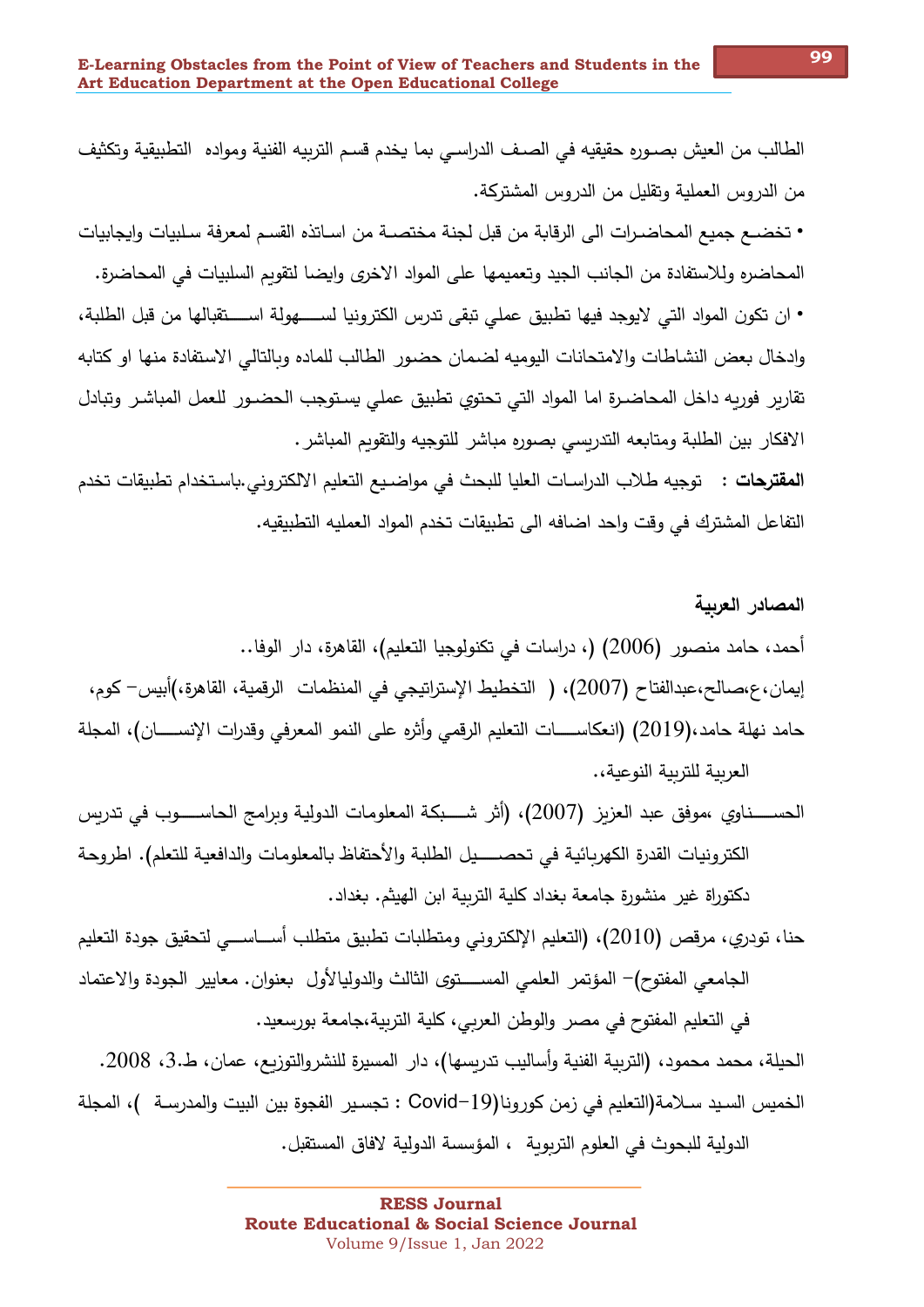الطالب من العيش بصوره حقيقيه في الصف الدراسي بما يخدم قسم التربيه الفنية ومواده التطبيقية وتكثيف من الدروس العملية وتقليل من الدروس المشتركة.

- تخضع جميع المحاضرات الى الرقابة من قبل لجنة مختصة من اساتذه القسم لمعرفة سلبيات وايجابيات المحاضره وللاستفادة من الجانب الجيد وتعميمها على المواد الاخرى وايضا لتقويم السلبيات في المحاضرة.
- ان تكون المواد التي لايوجد فيها تطبيق عملي تبقى تدرس الكترونيا لسهولة استقبالها من قبل الطلبة، وادخال بعض النشاطات والامتحانات اليوميه لضمان حضور الطالب للماده وبالتالي الاستفادة منها او كتابه تقارير فوريه داخل المحاضرة اما المواد التي تحتوي تطبيق عملي يستوجب الحضور للعمل المباشر وتبادل الافكار بين الطلبة ومتابعه التدريسي بصوره مباشر للتوجيه والتقويم المباشر.

**المقترحات** : توجيه طلاب الدراسات العليا للبحث في مواضيع التعليم الالكتروني.باستخدام تطبيقات تخدم التفاعل المشترك في وقت واحد اضافه الى تطبيقات تخدم المواد العمليه التطبيقيه.

**المصادر العربية**

أحمد، حامد منصور (2006) (، دراسات في تكنولوجيا التعليم)، القاهرة، دار الوفا..

إيمان،ع،صالح،عبدالفتاح (2007)، ( التخطيط الإستراتيجي في المنظمات الرقمية، القاهرة،)أبيس– كوم،

حامد نهلة حامد،(2019) (انعكاسات التعليم الرقمي وأثره على النمو المعرفي وقدرات الإنسان)، المجلة العربية للتربية النوعية،.

الحسناوي ،موفق عبد العزيز (2007)، (أثر شبكة المعلومات الدولية وبرامج الحاسوب في تدريس الكترونيات القدرة الكهربائية في تحصيل الطلبة والأحتفاظ بالمعلومات والدافعية للتعلم). اطروحة دكتوراة غير منشورة جامعة بغداد كلية التربية ابن الهيثم. بغداد.

حنا، تودري، مرقص (2010)، (التعليم الإلكتروني ومتطلبات تطبيق متطلب أساسي لتحقيق جودة التعليم الجامعي المفتوح)– المؤتمر العلمي المستوى الثالث والدولياالأول بعنوان. معايير الجودة والاعتماد في التعليم المفتوح في مصر والوطن العربي، كلية التربية،جامعة بورسعيد.

الحيلة، محمد محمود، (التربية الفنية وأساليب تدريسها)، دار المسيرة للنشروالتوزيع، عمان، ط.3، 2008.

الخميس السيد سلامة(التعليم في زمن كورونا(Covid-19 : تجسير الفجوة بين البيت والمدرسة )، المجلة الدولية للبحوث في العلوم التربوية ، المؤسسة الدولية لافاق المستقبل.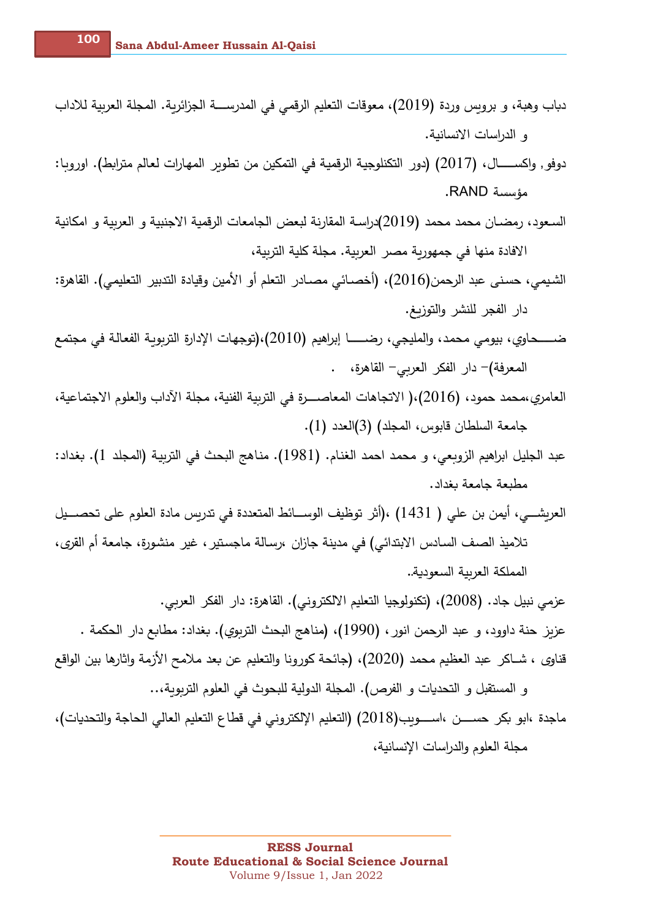دباب وهبة، و برويس وردة (2019)، معوقات التعليم الرقمي في المدرســة الجزائرية. المجلة العربية للاداب و الدراسات الانسانية.

دوفو, واكســال، (2017) (دور التكنولوجية الرقمية في التمكين من تطوير المهارات لعالم مترابط). اوروبا: مؤسسة RAND.

السعود، رمضـان محمد محمد (2019)دراسة المقارنة لبعض الجامعات الرقمية الاجنبية و العربية و امكانية الافادة منها في جمهورية مصر العربية. مجلة كلية التربية،

الشيمي، حسنى عبد الرحمن(2016)، (أخصائي مصادر التعلم أو الأمين وقيادة التدبير التعليمي). القاهرة: دار الفجر للنشر والتوزيع.

ضـــحاوي، بيومي محمد، والمليجي، رضـــا إبراهيم (2010)،(توجهات الإدارة التربوية الفعالة في مجتمع المعرفة)– دار الفكر العربي– القاهرة، .

العامري،محمد حمود، (2016)،( الاتجاهات المعاصـــرة في التربية الفنية، مجلة الآداب والعلوم الاجتماعية، جامعة السلطان قابوس، المجلد) (3)العدد (1).

عبد الجليل ابراهيم الزوبعي، و محمد احمد الغنام. (1981). مناهج البحث في التربية (المجلد 1). بغداد: مطبعة جامعة بغداد.

العريشـــي، أيمن بن علي ( 1431) ،(أثر توظيف الوســـائط المتعددة في تدريس مادة العلوم على تحصـــيل تلاميذ الصف السادس الابتدائي) في مدينة جازان ،رسالة ماجستير، غير منشورة، جامعة أم القرى، المملكة العربية السعودية.

عزمي نبيل جاد. (2008)، (تكنولوجيا التعليم الالكتروني). القاهرة: دار الفكر العربي.

عزيز حنة داوود، و عبد الرحمن انور، (1990)، (مناهج البحث التربوي). بغداد: مطابع دار الحكمة .

قناوى ، شـاكر عبد العظيم محمد (2020)، (جائحة كورونا والتعليم عن بعد ملامح الأزمة واثارها بين الواقع و المستقبل و التحديات و الفرص). المجلة الدولية للبحوث في العلوم التربوية،..

ماجدة ،ابو بكر حســن ،اســويب(2018) (التعليم الإلكتروني في قطاع التعليم العالي الحاجة والتحديات)، مجلة العلوم والدراسات الإنسانية،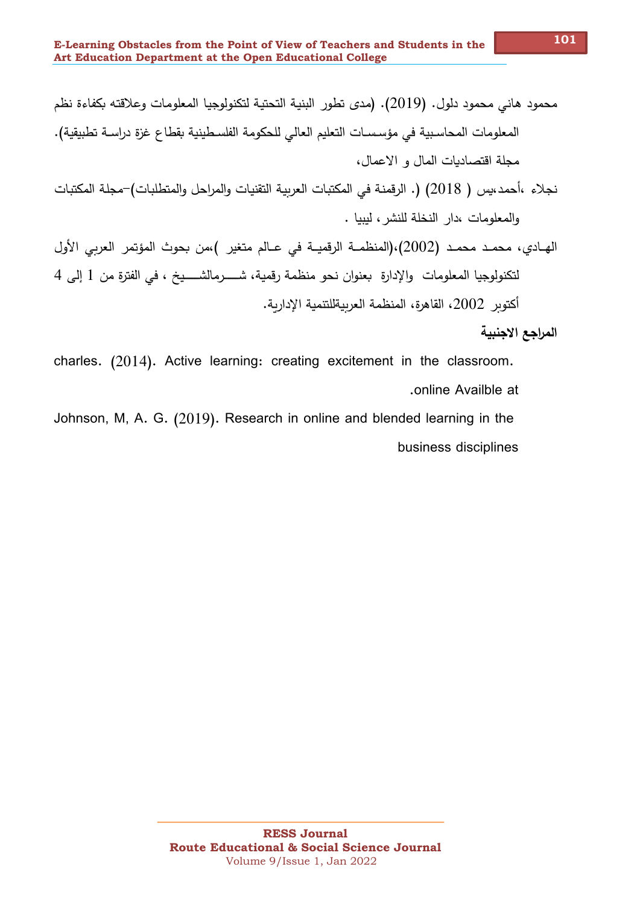محمود هاني محمود دلول. (2019). (مدى تطور البنية التحتية لتكنولوجيا المعلومات وعلاقته بكفاءة نظم المعلومات المحاسبية في مؤسسات التعليم العالي للحكومة الفلسطينية بقطاع غزة دراسة تطبيقية). مجلة اقتصاديات المال و الاعمال،

نجلاء ،أحمد،يس ( 2018 ) (. الرقمنة في المكتبات العربية التقنيات والمراحل والمتطلبات)–مجلة المكتبات والمعلومات ،دار النخلة للنشر، ليبيا .

الهادي، محمد محمد (2002)،(المنظمة الرقمية في عالم متغير )،من بحوث المؤتمر العربي الأول لتكنولوجيا المعلومات والإدارة بعنوان نحو منظمة رقمية، شرمالشيخ ، في الفترة من 1 إلى 4 أكتوبر 2002، القاهرة، المنظمة العربيةللتنمية الإدارية.

**المراجع الاجنبية**

charles. (2014). Active learning: creating excitement in the classroom. .online Availble at

Johnson, M, A. G. (2019). Research in online and blended learning in the business disciplines